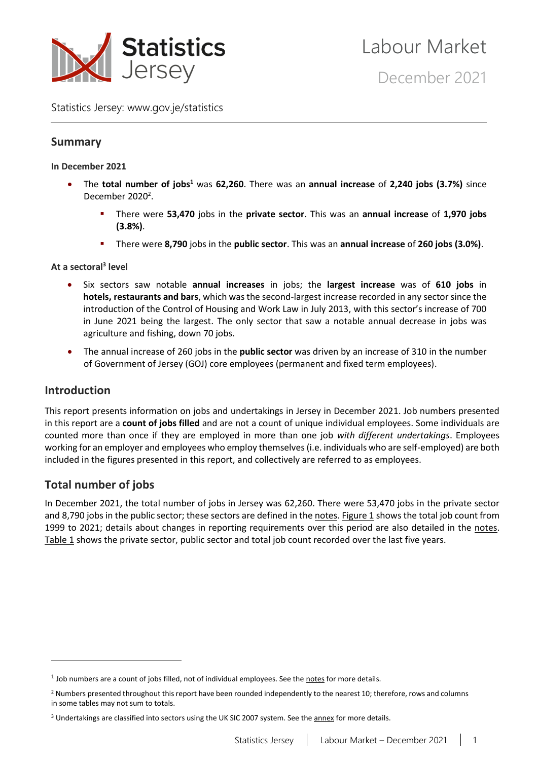# Labour Market

December 2021

Statistics Jersey: www.gov.je/statistics

## Summary

**In December 2021**

- The **total number of jobs**[1] was **62,260**. There was an **annual increase** of **2,240 jobs (3.7%)** since December 2020[2].
  - There were **53,470** jobs in the **private sector**. This was an **annual increase** of **1,970 jobs (3.8%)**.
  - There were **8,790** jobs in the **public sector**. This was an **annual increase** of **260 jobs (3.0%)**.

**At a sectoral[3] level**

- Six sectors saw notable **annual increases** in jobs; the **largest increase** was of **610 jobs** in **hotels, restaurants and bars**, which was the second-largest increase recorded in any sector since the introduction of the Control of Housing and Work Law in July 2013, with this sector's increase of 700 in June 2021 being the largest. The only sector that saw a notable annual decrease in jobs was agriculture and fishing, down 70 jobs.
- The annual increase of 260 jobs in the **public sector** was driven by an increase of 310 in the number of Government of Jersey (GOJ) core employees (permanent and fixed term employees).

## Introduction

This report presents information on jobs and undertakings in Jersey in December 2021. Job numbers presented in this report are a **count of jobs filled** and are not a count of unique individual employees. Some individuals are counted more than once if they are employed in more than one job *with different undertakings*. Employees working for an employer and employees who employ themselves (i.e. individuals who are self-employed) are both included in the figures presented in this report, and collectively are referred to as employees.

## Total number of jobs

In December 2021, the total number of jobs in Jersey was 62,260. There were 53,470 jobs in the private sector and 8,790 jobs in the public sector; these sectors are defined in the notes. Figure 1 shows the total job count from 1999 to 2021; details about changes in reporting requirements over this period are also detailed in the notes. Table 1 shows the private sector, public sector and total job count recorded over the last five years.

[1] Job numbers are a count of jobs filled, not of individual employees. See the notes for more details.

[2] Numbers presented throughout this report have been rounded independently to the nearest 10; therefore, rows and columns in some tables may not sum to totals.

[3] Undertakings are classified into sectors using the UK SIC 2007 system. See the annex for more details.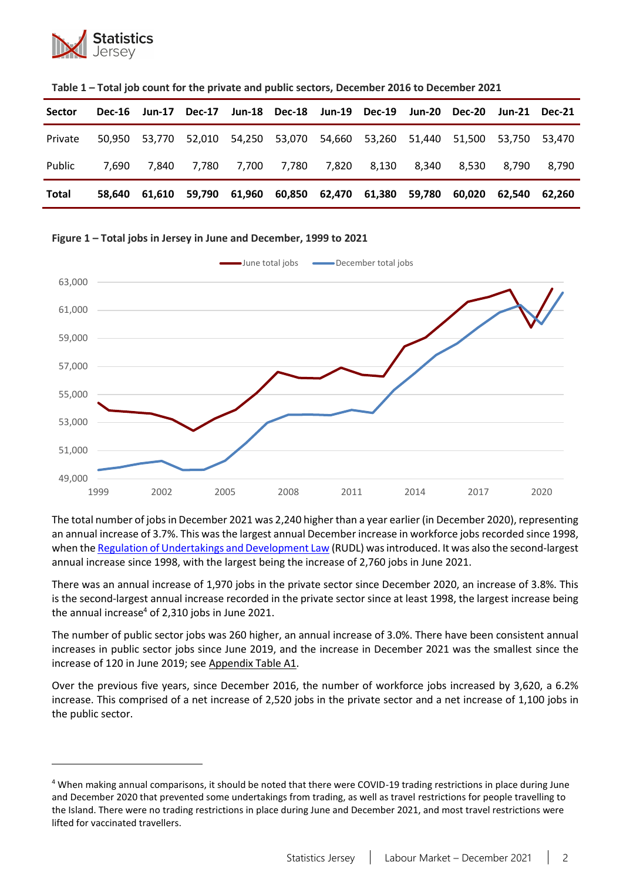**Table 1 – Total job count for the private and public sectors, December 2016 to December 2021**

| Sector | Dec-16 | Jun-17 | Dec-17 | Jun-18 | Dec-18 | Jun-19 | Dec-19 | Jun-20 | Dec-20 | Jun-21 | Dec-21 |
|---|---|---|---|---|---|---|---|---|---|---|---|
| Private | 50,950 | 53,770 | 52,010 | 54,250 | 53,070 | 54,660 | 53,260 | 51,440 | 51,500 | 53,750 | 53,470 |
| Public | 7,690 | 7,840 | 7,780 | 7,700 | 7,780 | 7,820 | 8,130 | 8,340 | 8,530 | 8,790 | 8,790 |
| **Total** | **58,640** | **61,610** | **59,790** | **61,960** | **60,850** | **62,470** | **61,380** | **59,780** | **60,020** | **62,540** | **62,260** |

**Figure 1 – Total jobs in Jersey in June and December, 1999 to 2021**

The total number of jobs in December 2021 was 2,240 higher than a year earlier (in December 2020), representing an annual increase of 3.7%. This was the largest annual December increase in workforce jobs recorded since 1998, when the Regulation of Undertakings and Development Law (RUDL) was introduced. It was also the second-largest annual increase since 1998, with the largest being the increase of 2,760 jobs in June 2021.

There was an annual increase of 1,970 jobs in the private sector since December 2020, an increase of 3.8%. This is the second-largest annual increase recorded in the private sector since at least 1998, the largest increase being the annual increase[4] of 2,310 jobs in June 2021.

The number of public sector jobs was 260 higher, an annual increase of 3.0%. There have been consistent annual increases in public sector jobs since June 2019, and the increase in December 2021 was the smallest since the increase of 120 in June 2019; see Appendix Table A1.

Over the previous five years, since December 2016, the number of workforce jobs increased by 3,620, a 6.2% increase. This comprised of a net increase of 2,520 jobs in the private sector and a net increase of 1,100 jobs in the public sector.

[4] When making annual comparisons, it should be noted that there were COVID-19 trading restrictions in place during June and December 2020 that prevented some undertakings from trading, as well as travel restrictions for people travelling to the Island. There were no trading restrictions in place during June and December 2021, and most travel restrictions were lifted for vaccinated travellers.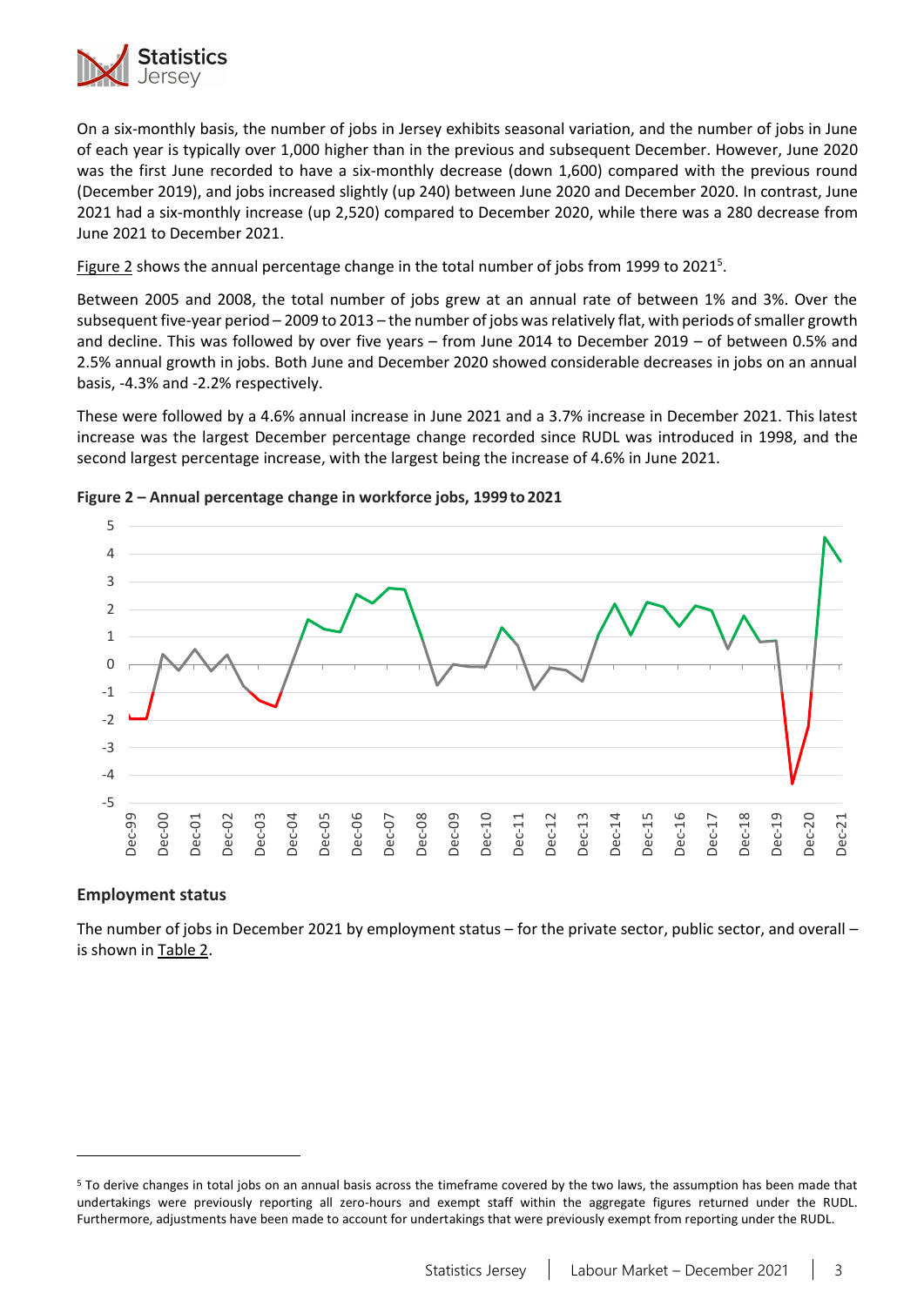On a six-monthly basis, the number of jobs in Jersey exhibits seasonal variation, and the number of jobs in June of each year is typically over 1,000 higher than in the previous and subsequent December. However, June 2020 was the first June recorded to have a six-monthly decrease (down 1,600) compared with the previous round (December 2019), and jobs increased slightly (up 240) between June 2020 and December 2020. In contrast, June 2021 had a six-monthly increase (up 2,520) compared to December 2020, while there was a 280 decrease from June 2021 to December 2021.

Figure 2 shows the annual percentage change in the total number of jobs from 1999 to 2021[5].

Between 2005 and 2008, the total number of jobs grew at an annual rate of between 1% and 3%. Over the subsequent five-year period – 2009 to 2013 – the number of jobs was relatively flat, with periods of smaller growth and decline. This was followed by over five years – from June 2014 to December 2019 – of between 0.5% and 2.5% annual growth in jobs. Both June and December 2020 showed considerable decreases in jobs on an annual basis, -4.3% and -2.2% respectively.

These were followed by a 4.6% annual increase in June 2021 and a 3.7% increase in December 2021. This latest increase was the largest December percentage change recorded since RUDL was introduced in 1998, and the second largest percentage increase, with the largest being the increase of 4.6% in June 2021.

**Figure 2 – Annual percentage change in workforce jobs, 1999 to 2021**

## Employment status

The number of jobs in December 2021 by employment status – for the private sector, public sector, and overall – is shown in Table 2.

[5] To derive changes in total jobs on an annual basis across the timeframe covered by the two laws, the assumption has been made that undertakings were previously reporting all zero-hours and exempt staff within the aggregate figures returned under the RUDL. Furthermore, adjustments have been made to account for undertakings that were previously exempt from reporting under the RUDL.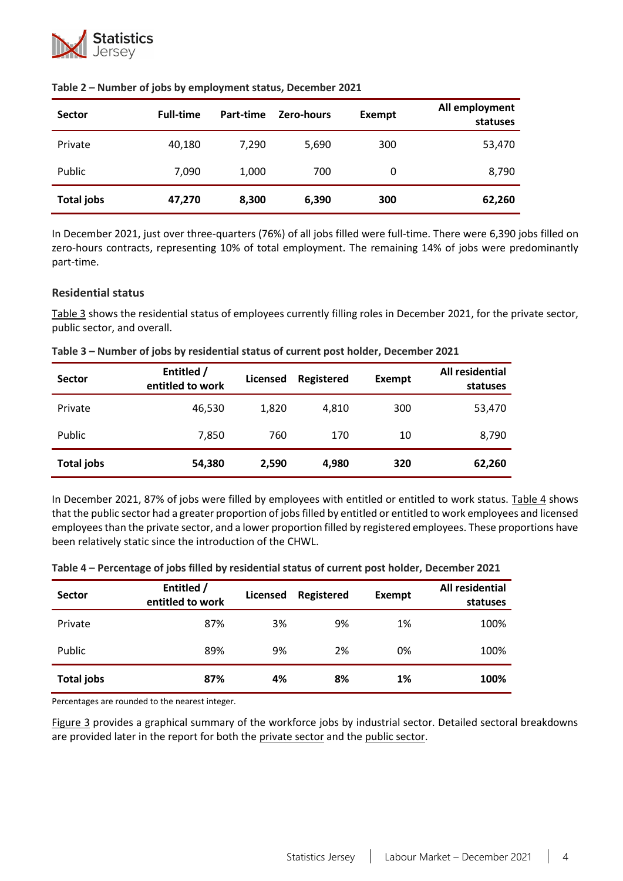**Table 2 – Number of jobs by employment status, December 2021**

| Sector | Full-time | Part-time | Zero-hours | Exempt | All employment statuses |
|---|---|---|---|---|---|
| Private | 40,180 | 7,290 | 5,690 | 300 | 53,470 |
| Public | 7,090 | 1,000 | 700 | 0 | 8,790 |
| **Total jobs** | **47,270** | **8,300** | **6,390** | **300** | **62,260** |

In December 2021, just over three-quarters (76%) of all jobs filled were full-time. There were 6,390 jobs filled on zero-hours contracts, representing 10% of total employment. The remaining 14% of jobs were predominantly part-time.

### Residential status

Table 3 shows the residential status of employees currently filling roles in December 2021, for the private sector, public sector, and overall.

**Table 3 – Number of jobs by residential status of current post holder, December 2021**

| Sector | Entitled / entitled to work | Licensed | Registered | Exempt | All residential statuses |
|---|---|---|---|---|---|
| Private | 46,530 | 1,820 | 4,810 | 300 | 53,470 |
| Public | 7,850 | 760 | 170 | 10 | 8,790 |
| **Total jobs** | **54,380** | **2,590** | **4,980** | **320** | **62,260** |

In December 2021, 87% of jobs were filled by employees with entitled or entitled to work status. Table 4 shows that the public sector had a greater proportion of jobs filled by entitled or entitled to work employees and licensed employees than the private sector, and a lower proportion filled by registered employees. These proportions have been relatively static since the introduction of the CHWL.

**Table 4 – Percentage of jobs filled by residential status of current post holder, December 2021**

| Sector | Entitled / entitled to work | Licensed | Registered | Exempt | All residential statuses |
|---|---|---|---|---|---|
| Private | 87% | 3% | 9% | 1% | 100% |
| Public | 89% | 9% | 2% | 0% | 100% |
| **Total jobs** | **87%** | **4%** | **8%** | **1%** | **100%** |

Percentages are rounded to the nearest integer.

Figure 3 provides a graphical summary of the workforce jobs by industrial sector. Detailed sectoral breakdowns are provided later in the report for both the private sector and the public sector.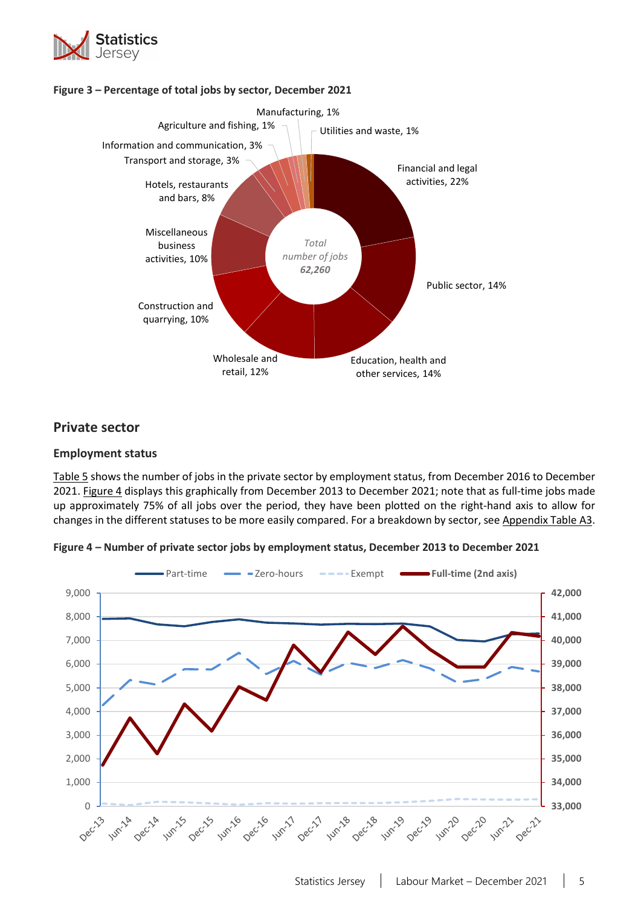**Figure 3 – Percentage of total jobs by sector, December 2021**

## Private sector

### Employment status

Table 5 shows the number of jobs in the private sector by employment status, from December 2016 to December 2021. Figure 4 displays this graphically from December 2013 to December 2021; note that as full-time jobs made up approximately 75% of all jobs over the period, they have been plotted on the right-hand axis to allow for changes in the different statuses to be more easily compared. For a breakdown by sector, see Appendix Table A3.

**Figure 4 – Number of private sector jobs by employment status, December 2013 to December 2021**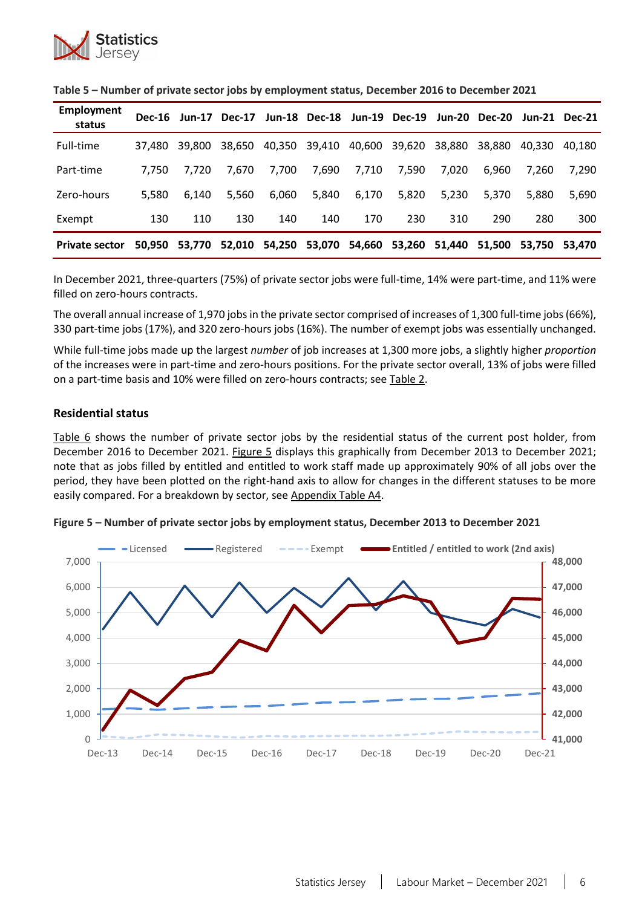**Table 5 – Number of private sector jobs by employment status, December 2016 to December 2021**

| Employment status | Dec-16 | Jun-17 | Dec-17 | Jun-18 | Dec-18 | Jun-19 | Dec-19 | Jun-20 | Dec-20 | Jun-21 | Dec-21 |
|---|---|---|---|---|---|---|---|---|---|---|---|
| Full-time | 37,480 | 39,800 | 38,650 | 40,350 | 39,410 | 40,600 | 39,620 | 38,880 | 38,880 | 40,330 | 40,180 |
| Part-time | 7,750 | 7,720 | 7,670 | 7,700 | 7,690 | 7,710 | 7,590 | 7,020 | 6,960 | 7,260 | 7,290 |
| Zero-hours | 5,580 | 6,140 | 5,560 | 6,060 | 5,840 | 6,170 | 5,820 | 5,230 | 5,370 | 5,880 | 5,690 |
| Exempt | 130 | 110 | 130 | 140 | 140 | 170 | 230 | 310 | 290 | 280 | 300 |
| **Private sector** | **50,950** | **53,770** | **52,010** | **54,250** | **53,070** | **54,660** | **53,260** | **51,440** | **51,500** | **53,750** | **53,470** |

In December 2021, three-quarters (75%) of private sector jobs were full-time, 14% were part-time, and 11% were filled on zero-hours contracts.

The overall annual increase of 1,970 jobs in the private sector comprised of increases of 1,300 full-time jobs (66%), 330 part-time jobs (17%), and 320 zero-hours jobs (16%). The number of exempt jobs was essentially unchanged.

While full-time jobs made up the largest *number* of job increases at 1,300 more jobs, a slightly higher *proportion* of the increases were in part-time and zero-hours positions. For the private sector overall, 13% of jobs were filled on a part-time basis and 10% were filled on zero-hours contracts; see Table 2.

### Residential status

Table 6 shows the number of private sector jobs by the residential status of the current post holder, from December 2016 to December 2021. Figure 5 displays this graphically from December 2013 to December 2021; note that as jobs filled by entitled and entitled to work staff made up approximately 90% of all jobs over the period, they have been plotted on the right-hand axis to allow for changes in the different statuses to be more easily compared. For a breakdown by sector, see Appendix Table A4.

**Figure 5 – Number of private sector jobs by employment status, December 2013 to December 2021**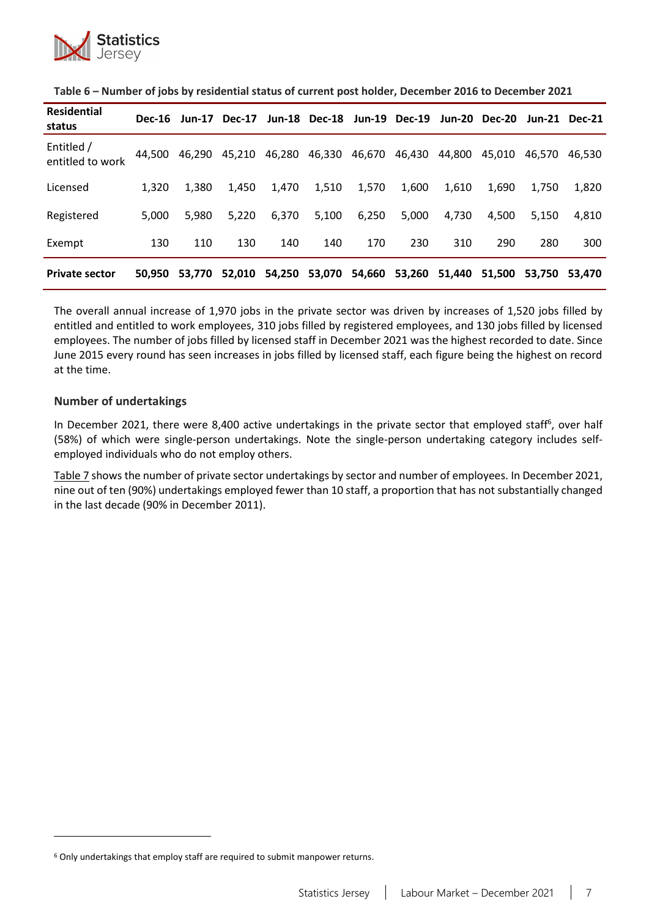**Table 6 – Number of jobs by residential status of current post holder, December 2016 to December 2021**

| Residential status | Dec-16 | Jun-17 | Dec-17 | Jun-18 | Dec-18 | Jun-19 | Dec-19 | Jun-20 | Dec-20 | Jun-21 | Dec-21 |
|---|---|---|---|---|---|---|---|---|---|---|---|
| Entitled / entitled to work | 44,500 | 46,290 | 45,210 | 46,280 | 46,330 | 46,670 | 46,430 | 44,800 | 45,010 | 46,570 | 46,530 |
| Licensed | 1,320 | 1,380 | 1,450 | 1,470 | 1,510 | 1,570 | 1,600 | 1,610 | 1,690 | 1,750 | 1,820 |
| Registered | 5,000 | 5,980 | 5,220 | 6,370 | 5,100 | 6,250 | 5,000 | 4,730 | 4,500 | 5,150 | 4,810 |
| Exempt | 130 | 110 | 130 | 140 | 140 | 170 | 230 | 310 | 290 | 280 | 300 |
| **Private sector** | **50,950** | **53,770** | **52,010** | **54,250** | **53,070** | **54,660** | **53,260** | **51,440** | **51,500** | **53,750** | **53,470** |

The overall annual increase of 1,970 jobs in the private sector was driven by increases of 1,520 jobs filled by entitled and entitled to work employees, 310 jobs filled by registered employees, and 130 jobs filled by licensed employees. The number of jobs filled by licensed staff in December 2021 was the highest recorded to date. Since June 2015 every round has seen increases in jobs filled by licensed staff, each figure being the highest on record at the time.

### Number of undertakings

In December 2021, there were 8,400 active undertakings in the private sector that employed staff[6], over half (58%) of which were single-person undertakings. Note the single-person undertaking category includes self-employed individuals who do not employ others.

Table 7 shows the number of private sector undertakings by sector and number of employees. In December 2021, nine out of ten (90%) undertakings employed fewer than 10 staff, a proportion that has not substantially changed in the last decade (90% in December 2011).

[6] Only undertakings that employ staff are required to submit manpower returns.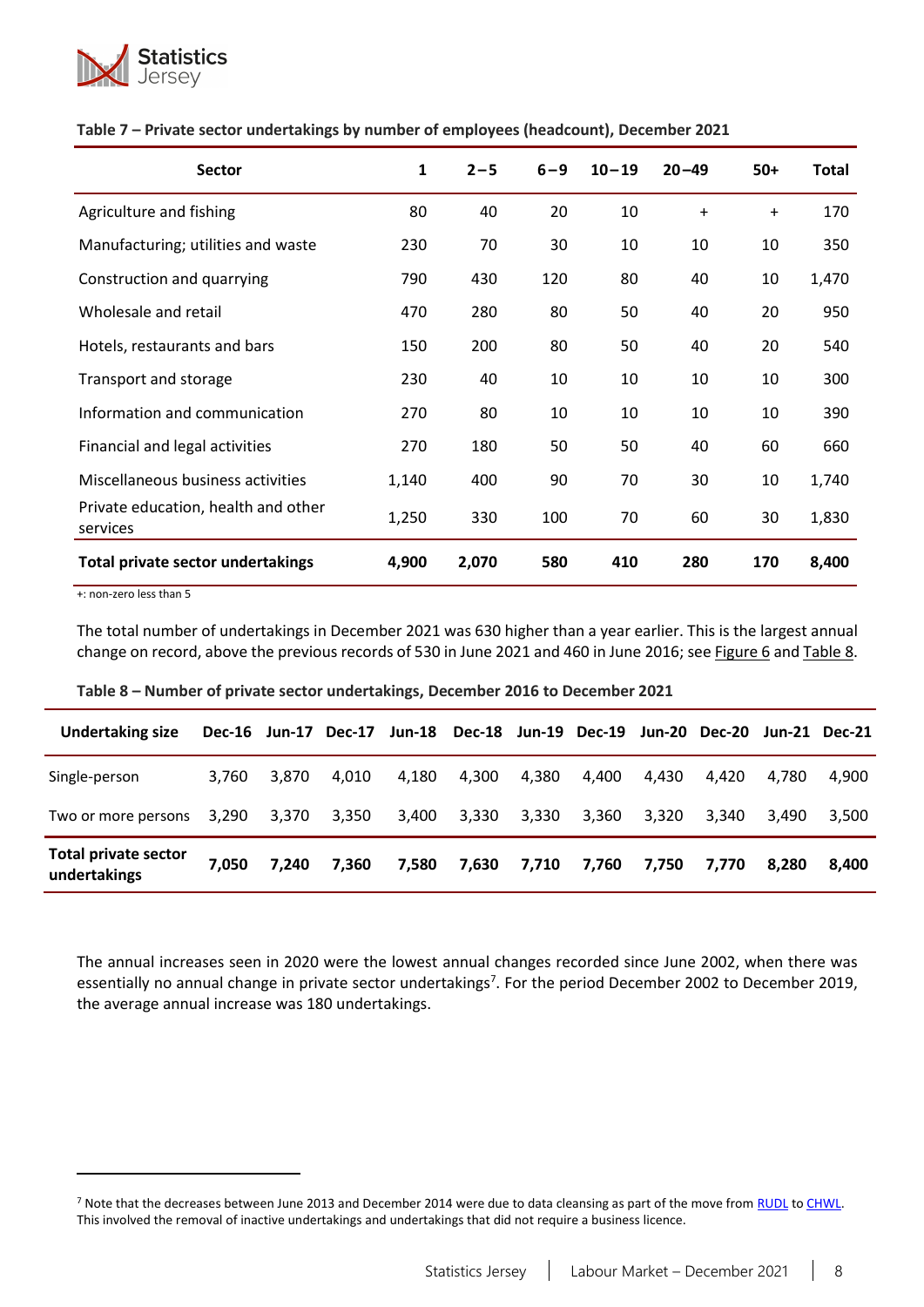**Table 7 – Private sector undertakings by number of employees (headcount), December 2021**

| Sector | 1 | 2 – 5 | 6 – 9 | 10 – 19 | 20 – 49 | 50+ | Total |
|---|---|---|---|---|---|---|---|
| Agriculture and fishing | 80 | 40 | 20 | 10 | + | + | 170 |
| Manufacturing; utilities and waste | 230 | 70 | 30 | 10 | 10 | 10 | 350 |
| Construction and quarrying | 790 | 430 | 120 | 80 | 40 | 10 | 1,470 |
| Wholesale and retail | 470 | 280 | 80 | 50 | 40 | 20 | 950 |
| Hotels, restaurants and bars | 150 | 200 | 80 | 50 | 40 | 20 | 540 |
| Transport and storage | 230 | 40 | 10 | 10 | 10 | 10 | 300 |
| Information and communication | 270 | 80 | 10 | 10 | 10 | 10 | 390 |
| Financial and legal activities | 270 | 180 | 50 | 50 | 40 | 60 | 660 |
| Miscellaneous business activities | 1,140 | 400 | 90 | 70 | 30 | 10 | 1,740 |
| Private education, health and other services | 1,250 | 330 | 100 | 70 | 60 | 30 | 1,830 |
| **Total private sector undertakings** | **4,900** | **2,070** | **580** | **410** | **280** | **170** | **8,400** |

+: non-zero less than 5

The total number of undertakings in December 2021 was 630 higher than a year earlier. This is the largest annual change on record, above the previous records of 530 in June 2021 and 460 in June 2016; see Figure 6 and Table 8.

**Table 8 – Number of private sector undertakings, December 2016 to December 2021**

| Undertaking size | Dec-16 | Jun-17 | Dec-17 | Jun-18 | Dec-18 | Jun-19 | Dec-19 | Jun-20 | Dec-20 | Jun-21 | Dec-21 |
|---|---|---|---|---|---|---|---|---|---|---|---|
| Single-person | 3,760 | 3,870 | 4,010 | 4,180 | 4,300 | 4,380 | 4,400 | 4,430 | 4,420 | 4,780 | 4,900 |
| Two or more persons | 3,290 | 3,370 | 3,350 | 3,400 | 3,330 | 3,330 | 3,360 | 3,320 | 3,340 | 3,490 | 3,500 |
| **Total private sector undertakings** | **7,050** | **7,240** | **7,360** | **7,580** | **7,630** | **7,710** | **7,760** | **7,750** | **7,770** | **8,280** | **8,400** |

The annual increases seen in 2020 were the lowest annual changes recorded since June 2002, when there was essentially no annual change in private sector undertakings[7]. For the period December 2002 to December 2019, the average annual increase was 180 undertakings.

[7] Note that the decreases between June 2013 and December 2014 were due to data cleansing as part of the move from RUDL to CHWL. This involved the removal of inactive undertakings and undertakings that did not require a business licence.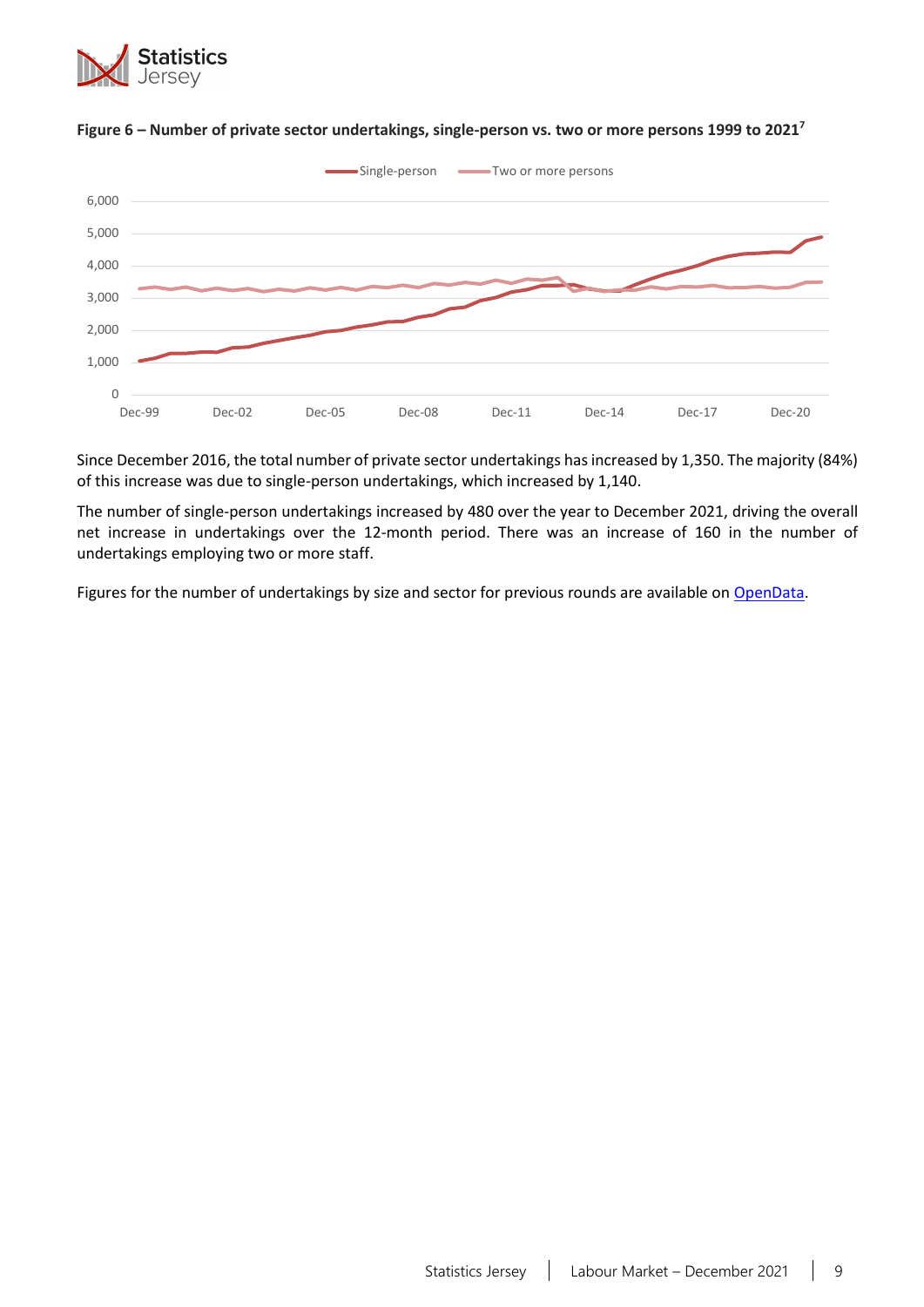**Figure 6 – Number of private sector undertakings, single-person vs. two or more persons 1999 to 2021[7]**

Since December 2016, the total number of private sector undertakings has increased by 1,350. The majority (84%) of this increase was due to single-person undertakings, which increased by 1,140.

The number of single-person undertakings increased by 480 over the year to December 2021, driving the overall net increase in undertakings over the 12-month period. There was an increase of 160 in the number of undertakings employing two or more staff.

Figures for the number of undertakings by size and sector for previous rounds are available on OpenData.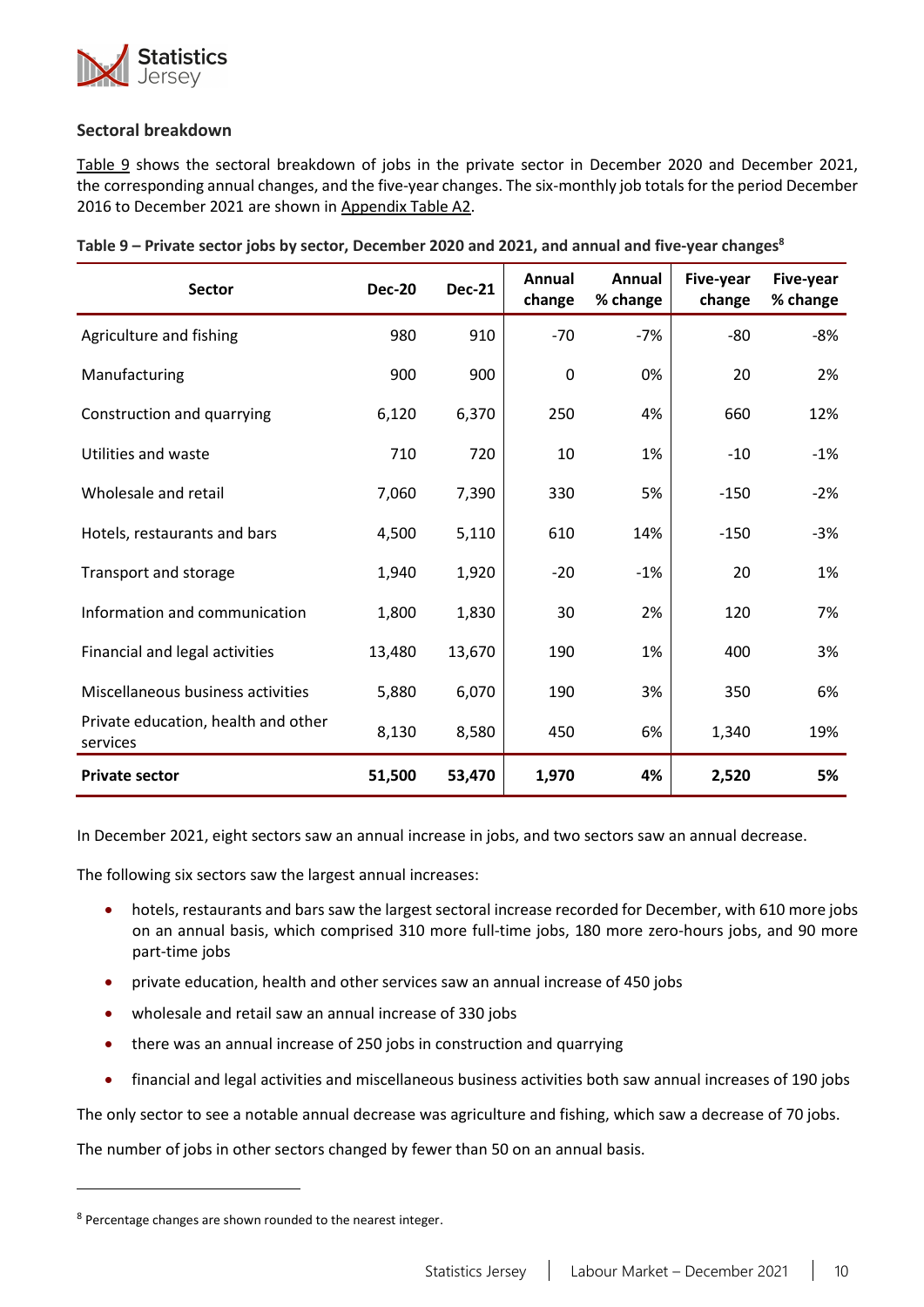## Sectoral breakdown

Table 9 shows the sectoral breakdown of jobs in the private sector in December 2020 and December 2021, the corresponding annual changes, and the five-year changes. The six-monthly job totals for the period December 2016 to December 2021 are shown in Appendix Table A2.

**Table 9 – Private sector jobs by sector, December 2020 and 2021, and annual and five-year changes[8]**

| Sector | Dec-20 | Dec-21 | Annual change | Annual % change | Five-year change | Five-year % change |
|---|---|---|---|---|---|---|
| Agriculture and fishing | 980 | 910 | -70 | -7% | -80 | -8% |
| Manufacturing | 900 | 900 | 0 | 0% | 20 | 2% |
| Construction and quarrying | 6,120 | 6,370 | 250 | 4% | 660 | 12% |
| Utilities and waste | 710 | 720 | 10 | 1% | -10 | -1% |
| Wholesale and retail | 7,060 | 7,390 | 330 | 5% | -150 | -2% |
| Hotels, restaurants and bars | 4,500 | 5,110 | 610 | 14% | -150 | -3% |
| Transport and storage | 1,940 | 1,920 | -20 | -1% | 20 | 1% |
| Information and communication | 1,800 | 1,830 | 30 | 2% | 120 | 7% |
| Financial and legal activities | 13,480 | 13,670 | 190 | 1% | 400 | 3% |
| Miscellaneous business activities | 5,880 | 6,070 | 190 | 3% | 350 | 6% |
| Private education, health and other services | 8,130 | 8,580 | 450 | 6% | 1,340 | 19% |
| **Private sector** | **51,500** | **53,470** | **1,970** | **4%** | **2,520** | **5%** |

In December 2021, eight sectors saw an annual increase in jobs, and two sectors saw an annual decrease.

The following six sectors saw the largest annual increases:

- hotels, restaurants and bars saw the largest sectoral increase recorded for December, with 610 more jobs on an annual basis, which comprised 310 more full-time jobs, 180 more zero-hours jobs, and 90 more part-time jobs
- private education, health and other services saw an annual increase of 450 jobs
- wholesale and retail saw an annual increase of 330 jobs
- there was an annual increase of 250 jobs in construction and quarrying
- financial and legal activities and miscellaneous business activities both saw annual increases of 190 jobs

The only sector to see a notable annual decrease was agriculture and fishing, which saw a decrease of 70 jobs.

The number of jobs in other sectors changed by fewer than 50 on an annual basis.

[8] Percentage changes are shown rounded to the nearest integer.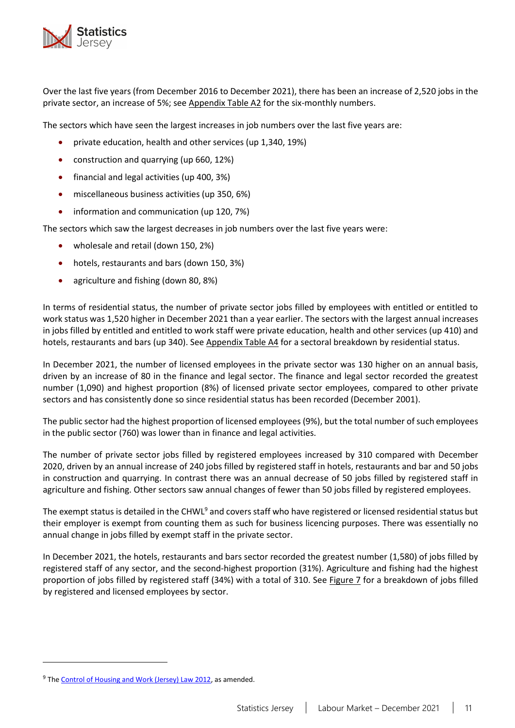Over the last five years (from December 2016 to December 2021), there has been an increase of 2,520 jobs in the private sector, an increase of 5%; see Appendix Table A2 for the six-monthly numbers.

The sectors which have seen the largest increases in job numbers over the last five years are:

- private education, health and other services (up 1,340, 19%)
- construction and quarrying (up 660, 12%)
- financial and legal activities (up 400, 3%)
- miscellaneous business activities (up 350, 6%)
- information and communication (up 120, 7%)

The sectors which saw the largest decreases in job numbers over the last five years were:

- wholesale and retail (down 150, 2%)
- hotels, restaurants and bars (down 150, 3%)
- agriculture and fishing (down 80, 8%)

In terms of residential status, the number of private sector jobs filled by employees with entitled or entitled to work status was 1,520 higher in December 2021 than a year earlier. The sectors with the largest annual increases in jobs filled by entitled and entitled to work staff were private education, health and other services (up 410) and hotels, restaurants and bars (up 340). See Appendix Table A4 for a sectoral breakdown by residential status.

In December 2021, the number of licensed employees in the private sector was 130 higher on an annual basis, driven by an increase of 80 in the finance and legal sector. The finance and legal sector recorded the greatest number (1,090) and highest proportion (8%) of licensed private sector employees, compared to other private sectors and has consistently done so since residential status has been recorded (December 2001).

The public sector had the highest proportion of licensed employees (9%), but the total number of such employees in the public sector (760) was lower than in finance and legal activities.

The number of private sector jobs filled by registered employees increased by 310 compared with December 2020, driven by an annual increase of 240 jobs filled by registered staff in hotels, restaurants and bar and 50 jobs in construction and quarrying. In contrast there was an annual decrease of 50 jobs filled by registered staff in agriculture and fishing. Other sectors saw annual changes of fewer than 50 jobs filled by registered employees.

The exempt status is detailed in the CHWL[9] and covers staff who have registered or licensed residential status but their employer is exempt from counting them as such for business licencing purposes. There was essentially no annual change in jobs filled by exempt staff in the private sector.

In December 2021, the hotels, restaurants and bars sector recorded the greatest number (1,580) of jobs filled by registered staff of any sector, and the second-highest proportion (31%). Agriculture and fishing had the highest proportion of jobs filled by registered staff (34%) with a total of 310. See Figure 7 for a breakdown of jobs filled by registered and licensed employees by sector.

---

[9] The Control of Housing and Work (Jersey) Law 2012, as amended.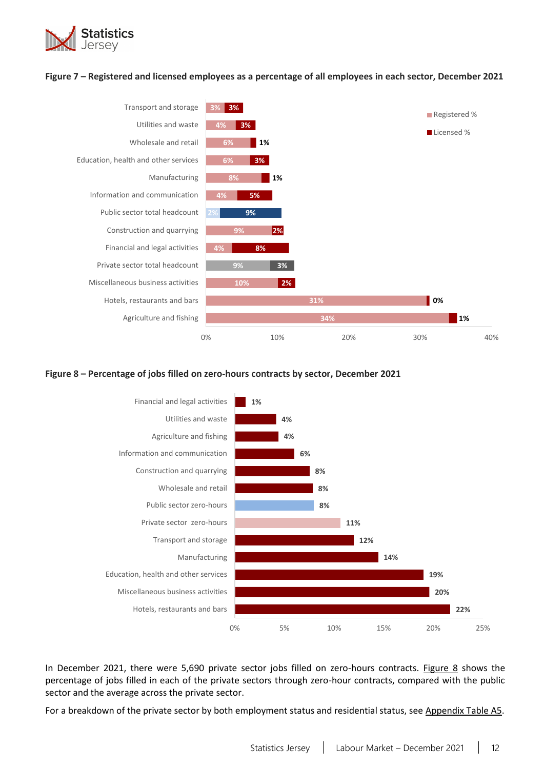**Figure 7 – Registered and licensed employees as a percentage of all employees in each sector, December 2021**

| Sector | Registered % | Licensed % |
|---|---|---|
| Transport and storage | 3% | 3% |
| Utilities and waste | 4% | 3% |
| Wholesale and retail | 6% | 1% |
| Education, health and other services | 6% | 3% |
| Manufacturing | 8% | 1% |
| Information and communication | 4% | 5% |
| Public sector total headcount | 2% | 9% |
| Construction and quarrying | 9% | 2% |
| Financial and legal activities | 4% | 8% |
| Private sector total headcount | 9% | 3% |
| Miscellaneous business activities | 10% | 2% |
| Hotels, restaurants and bars | 31% | 0% |
| Agriculture and fishing | 34% | 1% |

**Figure 8 – Percentage of jobs filled on zero-hours contracts by sector, December 2021**

| Sector | % |
|---|---|
| Financial and legal activities | 1% |
| Utilities and waste | 4% |
| Agriculture and fishing | 4% |
| Information and communication | 6% |
| Construction and quarrying | 8% |
| Wholesale and retail | 8% |
| Public sector zero-hours | 8% |
| Private sector zero-hours | 11% |
| Transport and storage | 12% |
| Manufacturing | 14% |
| Education, health and other services | 19% |
| Miscellaneous business activities | 20% |
| Hotels, restaurants and bars | 22% |

In December 2021, there were 5,690 private sector jobs filled on zero-hours contracts. Figure 8 shows the percentage of jobs filled in each of the private sectors through zero-hour contracts, compared with the public sector and the average across the private sector.

For a breakdown of the private sector by both employment status and residential status, see Appendix Table A5.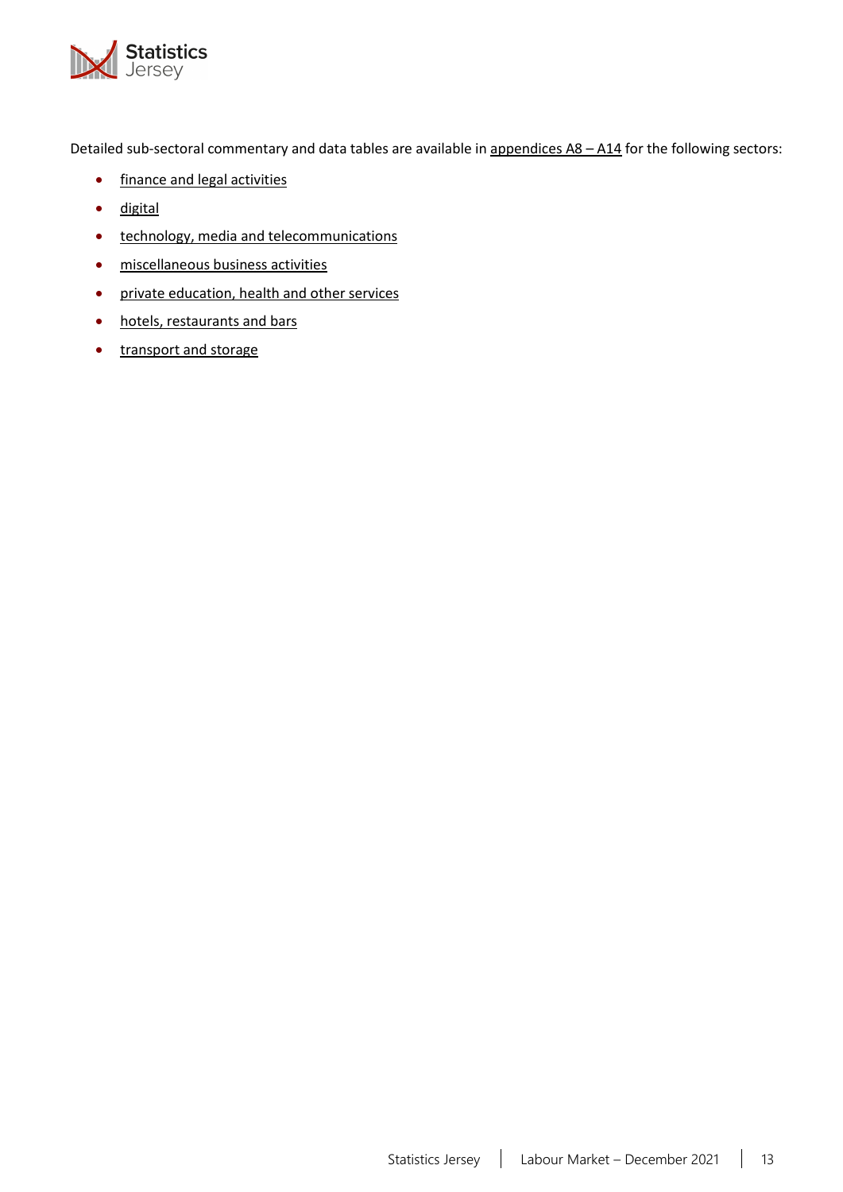Detailed sub-sectoral commentary and data tables are available in appendices A8 – A14 for the following sectors:

- finance and legal activities
- digital
- technology, media and telecommunications
- miscellaneous business activities
- private education, health and other services
- hotels, restaurants and bars
- transport and storage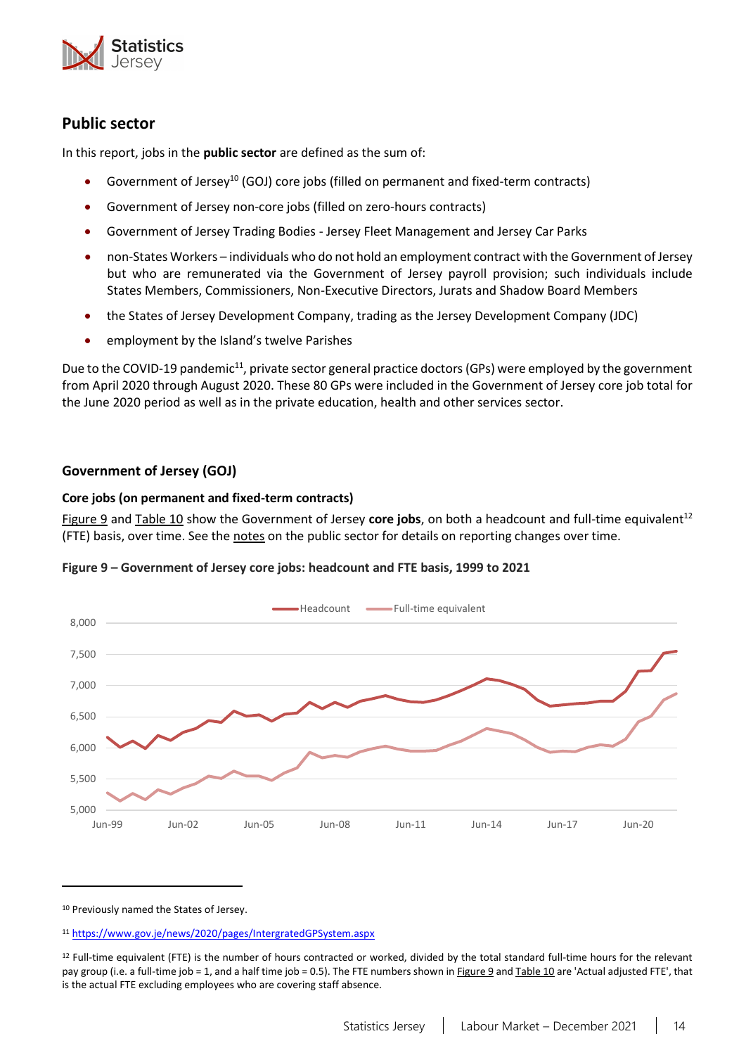## Public sector

In this report, jobs in the **public sector** are defined as the sum of:

- Government of Jersey[10] (GOJ) core jobs (filled on permanent and fixed-term contracts)
- Government of Jersey non-core jobs (filled on zero-hours contracts)
- Government of Jersey Trading Bodies - Jersey Fleet Management and Jersey Car Parks
- non-States Workers – individuals who do not hold an employment contract with the Government of Jersey but who are remunerated via the Government of Jersey payroll provision; such individuals include States Members, Commissioners, Non-Executive Directors, Jurats and Shadow Board Members
- the States of Jersey Development Company, trading as the Jersey Development Company (JDC)
- employment by the Island's twelve Parishes

Due to the COVID-19 pandemic[11], private sector general practice doctors (GPs) were employed by the government from April 2020 through August 2020. These 80 GPs were included in the Government of Jersey core job total for the June 2020 period as well as in the private education, health and other services sector.

### Government of Jersey (GOJ)

**Core jobs (on permanent and fixed-term contracts)**

Figure 9 and Table 10 show the Government of Jersey **core jobs**, on both a headcount and full-time equivalent[12] (FTE) basis, over time. See the notes on the public sector for details on reporting changes over time.

**Figure 9 – Government of Jersey core jobs: headcount and FTE basis, 1999 to 2021**

[10] Previously named the States of Jersey.

[11] https://www.gov.je/news/2020/pages/IntergratedGPSystem.aspx

[12] Full-time equivalent (FTE) is the number of hours contracted or worked, divided by the total standard full-time hours for the relevant pay group (i.e. a full-time job = 1, and a half time job = 0.5). The FTE numbers shown in Figure 9 and Table 10 are 'Actual adjusted FTE', that is the actual FTE excluding employees who are covering staff absence.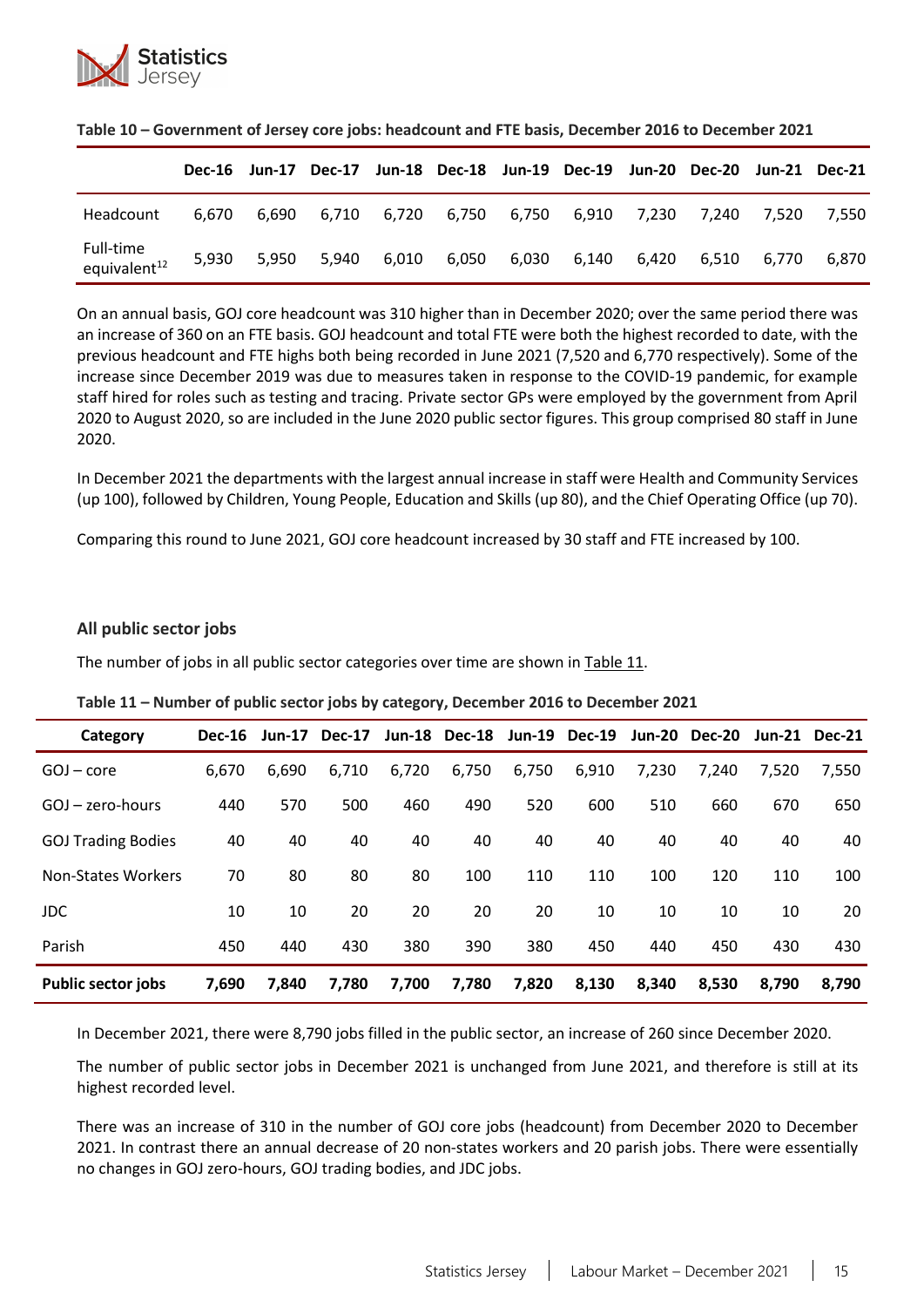**Table 10 – Government of Jersey core jobs: headcount and FTE basis, December 2016 to December 2021**

| | Dec-16 | Jun-17 | Dec-17 | Jun-18 | Dec-18 | Jun-19 | Dec-19 | Jun-20 | Dec-20 | Jun-21 | Dec-21 |
|---|---|---|---|---|---|---|---|---|---|---|---|
| Headcount | 6,670 | 6,690 | 6,710 | 6,720 | 6,750 | 6,750 | 6,910 | 7,230 | 7,240 | 7,520 | 7,550 |
| Full-time equivalent[12] | 5,930 | 5,950 | 5,940 | 6,010 | 6,050 | 6,030 | 6,140 | 6,420 | 6,510 | 6,770 | 6,870 |

On an annual basis, GOJ core headcount was 310 higher than in December 2020; over the same period there was an increase of 360 on an FTE basis. GOJ headcount and total FTE were both the highest recorded to date, with the previous headcount and FTE highs both being recorded in June 2021 (7,520 and 6,770 respectively). Some of the increase since December 2019 was due to measures taken in response to the COVID-19 pandemic, for example staff hired for roles such as testing and tracing. Private sector GPs were employed by the government from April 2020 to August 2020, so are included in the June 2020 public sector figures. This group comprised 80 staff in June 2020.

In December 2021 the departments with the largest annual increase in staff were Health and Community Services (up 100), followed by Children, Young People, Education and Skills (up 80), and the Chief Operating Office (up 70).

Comparing this round to June 2021, GOJ core headcount increased by 30 staff and FTE increased by 100.

### All public sector jobs

The number of jobs in all public sector categories over time are shown in Table 11.

**Table 11 – Number of public sector jobs by category, December 2016 to December 2021**

| Category | Dec-16 | Jun-17 | Dec-17 | Jun-18 | Dec-18 | Jun-19 | Dec-19 | Jun-20 | Dec-20 | Jun-21 | Dec-21 |
|---|---|---|---|---|---|---|---|---|---|---|---|
| GOJ – core | 6,670 | 6,690 | 6,710 | 6,720 | 6,750 | 6,750 | 6,910 | 7,230 | 7,240 | 7,520 | 7,550 |
| GOJ – zero-hours | 440 | 570 | 500 | 460 | 490 | 520 | 600 | 510 | 660 | 670 | 650 |
| GOJ Trading Bodies | 40 | 40 | 40 | 40 | 40 | 40 | 40 | 40 | 40 | 40 | 40 |
| Non-States Workers | 70 | 80 | 80 | 80 | 100 | 110 | 110 | 100 | 120 | 110 | 100 |
| JDC | 10 | 10 | 20 | 20 | 20 | 20 | 10 | 10 | 10 | 10 | 20 |
| Parish | 450 | 440 | 430 | 380 | 390 | 380 | 450 | 440 | 450 | 430 | 430 |
| **Public sector jobs** | **7,690** | **7,840** | **7,780** | **7,700** | **7,780** | **7,820** | **8,130** | **8,340** | **8,530** | **8,790** | **8,790** |

In December 2021, there were 8,790 jobs filled in the public sector, an increase of 260 since December 2020.

The number of public sector jobs in December 2021 is unchanged from June 2021, and therefore is still at its highest recorded level.

There was an increase of 310 in the number of GOJ core jobs (headcount) from December 2020 to December 2021. In contrast there an annual decrease of 20 non-states workers and 20 parish jobs. There were essentially no changes in GOJ zero-hours, GOJ trading bodies, and JDC jobs.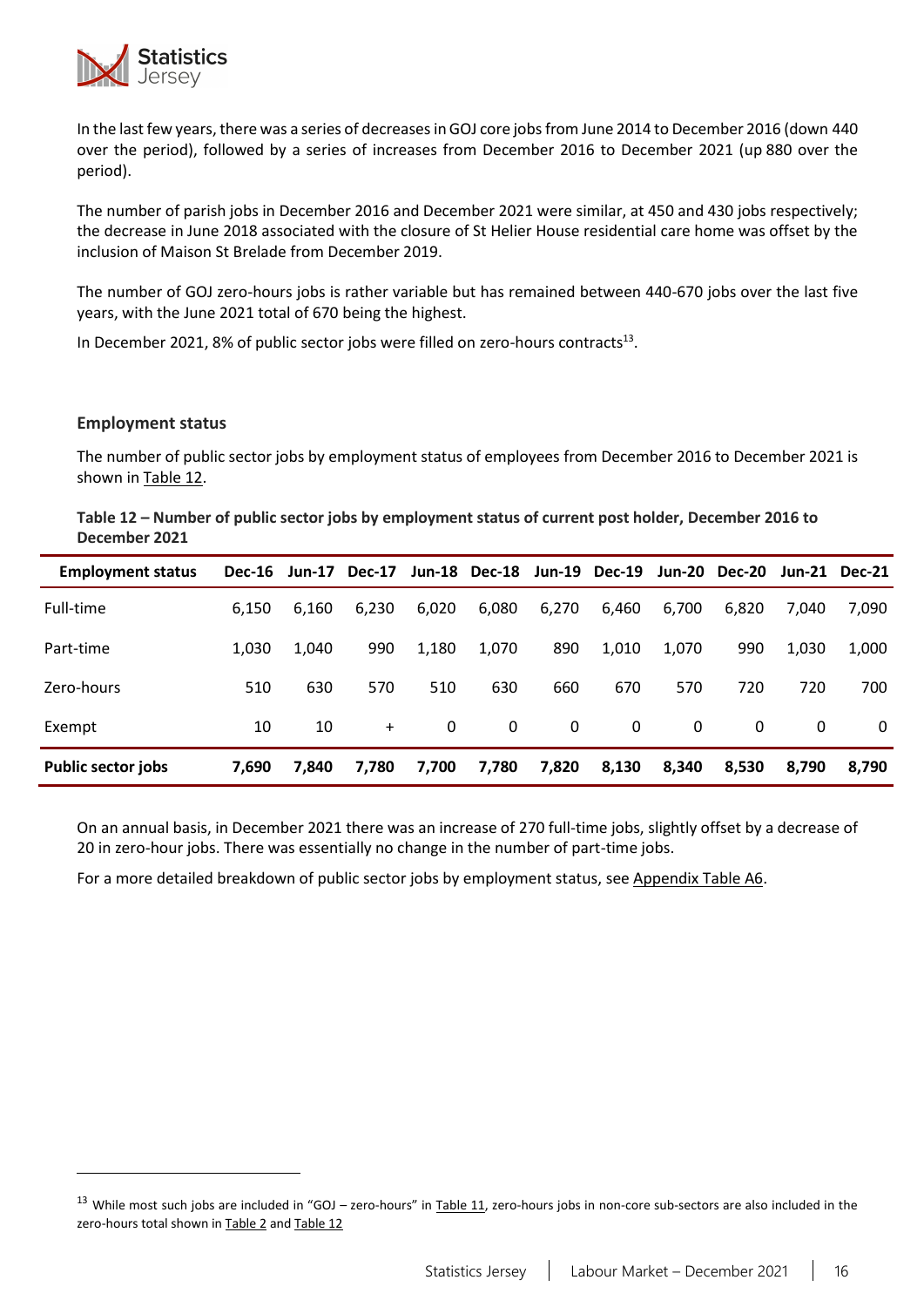In the last few years, there was a series of decreases in GOJ core jobs from June 2014 to December 2016 (down 440 over the period), followed by a series of increases from December 2016 to December 2021 (up 880 over the period).

The number of parish jobs in December 2016 and December 2021 were similar, at 450 and 430 jobs respectively; the decrease in June 2018 associated with the closure of St Helier House residential care home was offset by the inclusion of Maison St Brelade from December 2019.

The number of GOJ zero-hours jobs is rather variable but has remained between 440-670 jobs over the last five years, with the June 2021 total of 670 being the highest.

In December 2021, 8% of public sector jobs were filled on zero-hours contracts[13].

### Employment status

The number of public sector jobs by employment status of employees from December 2016 to December 2021 is shown in Table 12.

**Table 12 – Number of public sector jobs by employment status of current post holder, December 2016 to December 2021**

| Employment status | Dec-16 | Jun-17 | Dec-17 | Jun-18 | Dec-18 | Jun-19 | Dec-19 | Jun-20 | Dec-20 | Jun-21 | Dec-21 |
|---|---|---|---|---|---|---|---|---|---|---|---|
| Full-time | 6,150 | 6,160 | 6,230 | 6,020 | 6,080 | 6,270 | 6,460 | 6,700 | 6,820 | 7,040 | 7,090 |
| Part-time | 1,030 | 1,040 | 990 | 1,180 | 1,070 | 890 | 1,010 | 1,070 | 990 | 1,030 | 1,000 |
| Zero-hours | 510 | 630 | 570 | 510 | 630 | 660 | 670 | 570 | 720 | 720 | 700 |
| Exempt | 10 | 10 | + | 0 | 0 | 0 | 0 | 0 | 0 | 0 | 0 |
| **Public sector jobs** | **7,690** | **7,840** | **7,780** | **7,700** | **7,780** | **7,820** | **8,130** | **8,340** | **8,530** | **8,790** | **8,790** |

On an annual basis, in December 2021 there was an increase of 270 full-time jobs, slightly offset by a decrease of 20 in zero-hour jobs. There was essentially no change in the number of part-time jobs.

For a more detailed breakdown of public sector jobs by employment status, see Appendix Table A6.

[13] While most such jobs are included in "GOJ – zero-hours" in Table 11, zero-hours jobs in non-core sub-sectors are also included in the zero-hours total shown in Table 2 and Table 12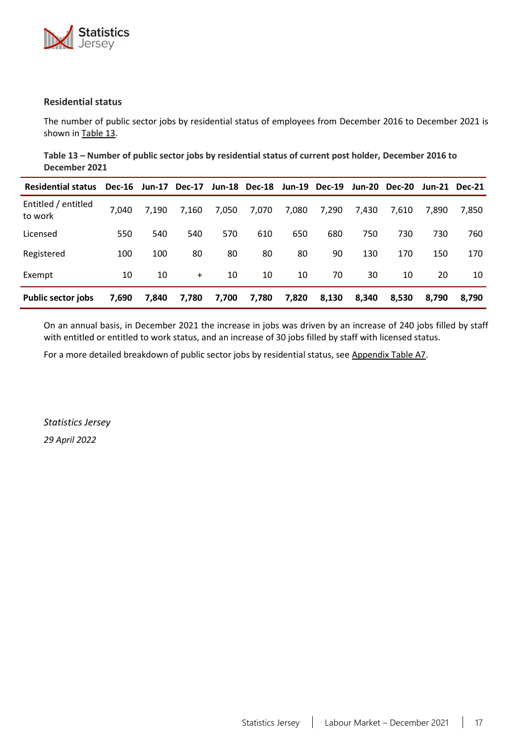### Residential status

The number of public sector jobs by residential status of employees from December 2016 to December 2021 is shown in Table 13.

**Table 13 – Number of public sector jobs by residential status of current post holder, December 2016 to December 2021**

| Residential status | Dec-16 | Jun-17 | Dec-17 | Jun-18 | Dec-18 | Jun-19 | Dec-19 | Jun-20 | Dec-20 | Jun-21 | Dec-21 |
|---|---|---|---|---|---|---|---|---|---|---|---|
| Entitled / entitled to work | 7,040 | 7,190 | 7,160 | 7,050 | 7,070 | 7,080 | 7,290 | 7,430 | 7,610 | 7,890 | 7,850 |
| Licensed | 550 | 540 | 540 | 570 | 610 | 650 | 680 | 750 | 730 | 730 | 760 |
| Registered | 100 | 100 | 80 | 80 | 80 | 80 | 90 | 130 | 170 | 150 | 170 |
| Exempt | 10 | 10 | + | 10 | 10 | 10 | 70 | 30 | 10 | 20 | 10 |
| **Public sector jobs** | **7,690** | **7,840** | **7,780** | **7,700** | **7,780** | **7,820** | **8,130** | **8,340** | **8,530** | **8,790** | **8,790** |

On an annual basis, in December 2021 the increase in jobs was driven by an increase of 240 jobs filled by staff with entitled or entitled to work status, and an increase of 30 jobs filled by staff with licensed status.

For a more detailed breakdown of public sector jobs by residential status, see Appendix Table A7.

*Statistics Jersey*

*29 April 2022*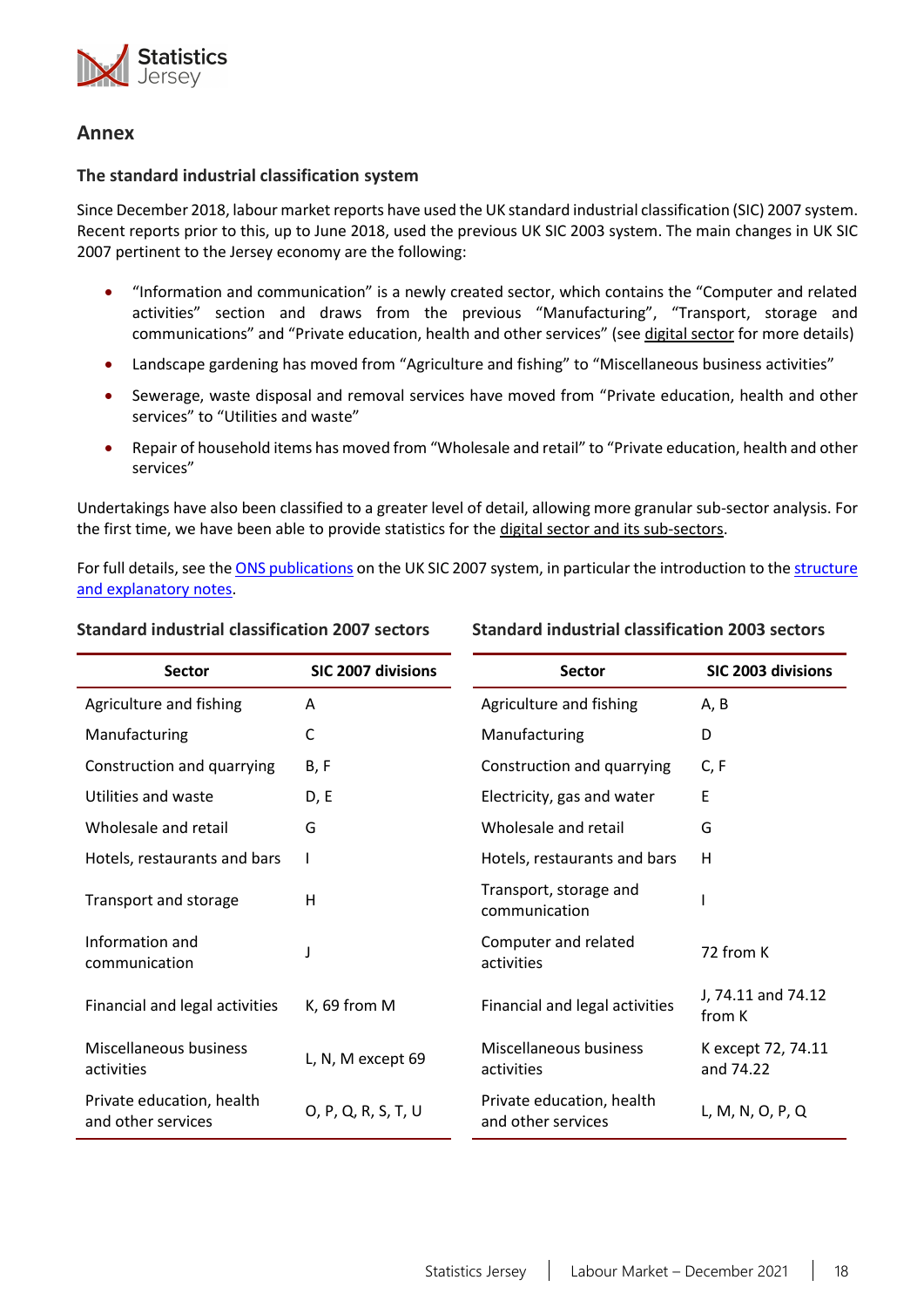## Annex

### The standard industrial classification system

Since December 2018, labour market reports have used the UK standard industrial classification (SIC) 2007 system. Recent reports prior to this, up to June 2018, used the previous UK SIC 2003 system. The main changes in UK SIC 2007 pertinent to the Jersey economy are the following:

- "Information and communication" is a newly created sector, which contains the "Computer and related activities" section and draws from the previous "Manufacturing", "Transport, storage and communications" and "Private education, health and other services" (see digital sector for more details)
- Landscape gardening has moved from "Agriculture and fishing" to "Miscellaneous business activities"
- Sewerage, waste disposal and removal services have moved from "Private education, health and other services" to "Utilities and waste"
- Repair of household items has moved from "Wholesale and retail" to "Private education, health and other services"

Undertakings have also been classified to a greater level of detail, allowing more granular sub-sector analysis. For the first time, we have been able to provide statistics for the digital sector and its sub-sectors.

For full details, see the ONS publications on the UK SIC 2007 system, in particular the introduction to the structure and explanatory notes.

**Standard industrial classification 2007 sectors**

| Sector | SIC 2007 divisions |
|---|---|
| Agriculture and fishing | A |
| Manufacturing | C |
| Construction and quarrying | B, F |
| Utilities and waste | D, E |
| Wholesale and retail | G |
| Hotels, restaurants and bars | I |
| Transport and storage | H |
| Information and communication | J |
| Financial and legal activities | K, 69 from M |
| Miscellaneous business activities | L, N, M except 69 |
| Private education, health and other services | O, P, Q, R, S, T, U |

**Standard industrial classification 2003 sectors**

| Sector | SIC 2003 divisions |
|---|---|
| Agriculture and fishing | A, B |
| Manufacturing | D |
| Construction and quarrying | C, F |
| Electricity, gas and water | E |
| Wholesale and retail | G |
| Hotels, restaurants and bars | H |
| Transport, storage and communication | I |
| Computer and related activities | 72 from K |
| Financial and legal activities | J, 74.11 and 74.12 from K |
| Miscellaneous business activities | K except 72, 74.11 and 74.22 |
| Private education, health and other services | L, M, N, O, P, Q |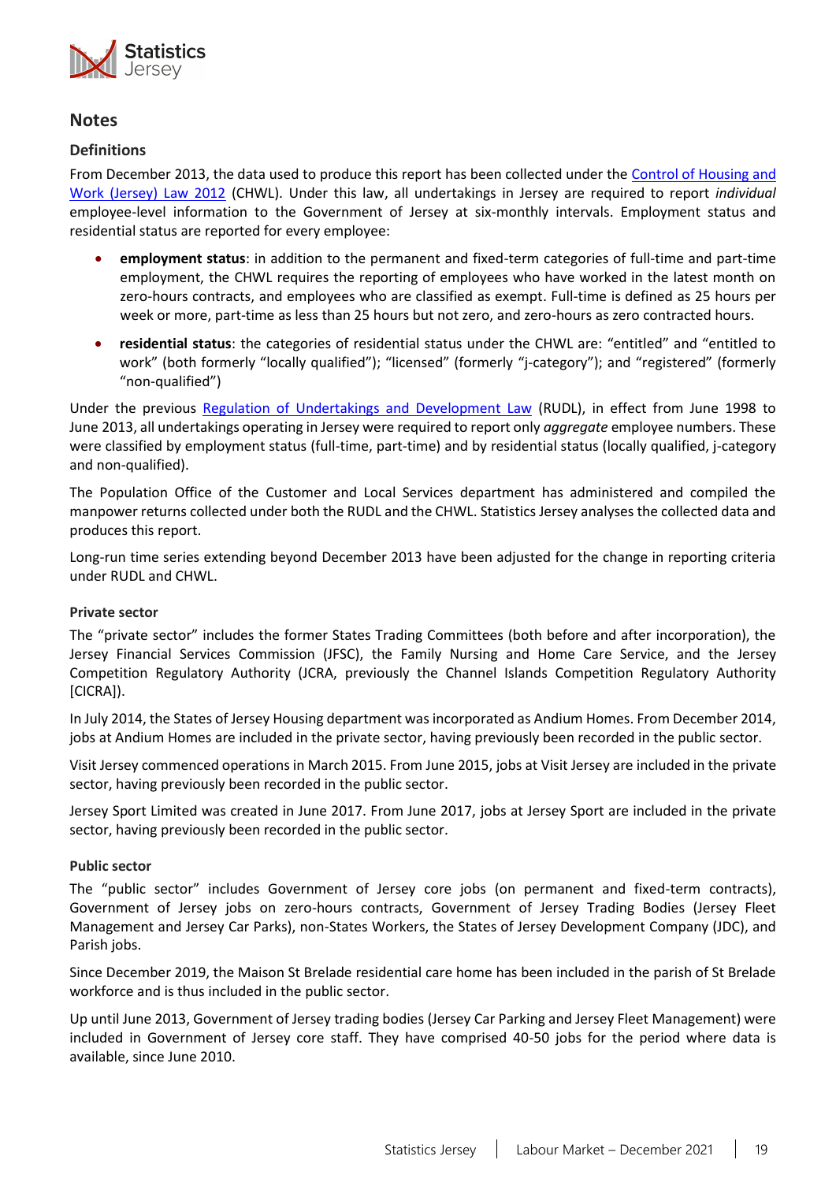## Notes

### Definitions

From December 2013, the data used to produce this report has been collected under the Control of Housing and Work (Jersey) Law 2012 (CHWL). Under this law, all undertakings in Jersey are required to report *individual* employee-level information to the Government of Jersey at six-monthly intervals. Employment status and residential status are reported for every employee:

- **employment status**: in addition to the permanent and fixed-term categories of full-time and part-time employment, the CHWL requires the reporting of employees who have worked in the latest month on zero-hours contracts, and employees who are classified as exempt. Full-time is defined as 25 hours per week or more, part-time as less than 25 hours but not zero, and zero-hours as zero contracted hours.
- **residential status**: the categories of residential status under the CHWL are: "entitled" and "entitled to work" (both formerly "locally qualified"); "licensed" (formerly "j-category"); and "registered" (formerly "non-qualified")

Under the previous Regulation of Undertakings and Development Law (RUDL), in effect from June 1998 to June 2013, all undertakings operating in Jersey were required to report only *aggregate* employee numbers. These were classified by employment status (full-time, part-time) and by residential status (locally qualified, j-category and non-qualified).

The Population Office of the Customer and Local Services department has administered and compiled the manpower returns collected under both the RUDL and the CHWL. Statistics Jersey analyses the collected data and produces this report.

Long-run time series extending beyond December 2013 have been adjusted for the change in reporting criteria under RUDL and CHWL.

#### Private sector

The "private sector" includes the former States Trading Committees (both before and after incorporation), the Jersey Financial Services Commission (JFSC), the Family Nursing and Home Care Service, and the Jersey Competition Regulatory Authority (JCRA, previously the Channel Islands Competition Regulatory Authority [CICRA]).

In July 2014, the States of Jersey Housing department was incorporated as Andium Homes. From December 2014, jobs at Andium Homes are included in the private sector, having previously been recorded in the public sector.

Visit Jersey commenced operations in March 2015. From June 2015, jobs at Visit Jersey are included in the private sector, having previously been recorded in the public sector.

Jersey Sport Limited was created in June 2017. From June 2017, jobs at Jersey Sport are included in the private sector, having previously been recorded in the public sector.

#### Public sector

The "public sector" includes Government of Jersey core jobs (on permanent and fixed-term contracts), Government of Jersey jobs on zero-hours contracts, Government of Jersey Trading Bodies (Jersey Fleet Management and Jersey Car Parks), non-States Workers, the States of Jersey Development Company (JDC), and Parish jobs.

Since December 2019, the Maison St Brelade residential care home has been included in the parish of St Brelade workforce and is thus included in the public sector.

Up until June 2013, Government of Jersey trading bodies (Jersey Car Parking and Jersey Fleet Management) were included in Government of Jersey core staff. They have comprised 40-50 jobs for the period where data is available, since June 2010.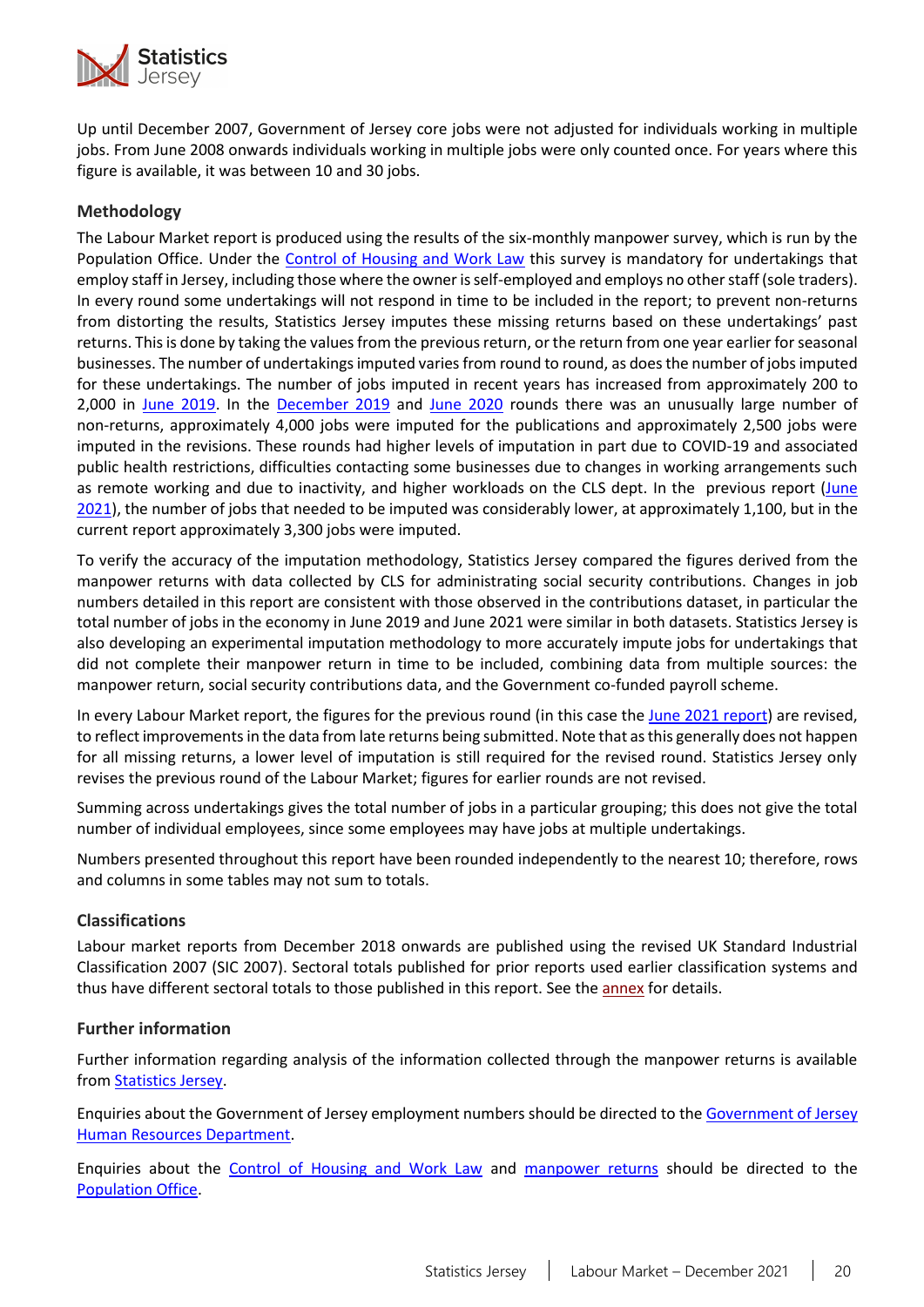Up until December 2007, Government of Jersey core jobs were not adjusted for individuals working in multiple jobs. From June 2008 onwards individuals working in multiple jobs were only counted once. For years where this figure is available, it was between 10 and 30 jobs.

### Methodology

The Labour Market report is produced using the results of the six-monthly manpower survey, which is run by the Population Office. Under the Control of Housing and Work Law this survey is mandatory for undertakings that employ staff in Jersey, including those where the owner is self-employed and employs no other staff (sole traders). In every round some undertakings will not respond in time to be included in the report; to prevent non-returns from distorting the results, Statistics Jersey imputes these missing returns based on these undertakings' past returns. This is done by taking the values from the previous return, or the return from one year earlier for seasonal businesses. The number of undertakings imputed varies from round to round, as does the number of jobs imputed for these undertakings. The number of jobs imputed in recent years has increased from approximately 200 to 2,000 in June 2019. In the December 2019 and June 2020 rounds there was an unusually large number of non-returns, approximately 4,000 jobs were imputed for the publications and approximately 2,500 jobs were imputed in the revisions. These rounds had higher levels of imputation in part due to COVID-19 and associated public health restrictions, difficulties contacting some businesses due to changes in working arrangements such as remote working and due to inactivity, and higher workloads on the CLS dept. In the previous report (June 2021), the number of jobs that needed to be imputed was considerably lower, at approximately 1,100, but in the current report approximately 3,300 jobs were imputed.

To verify the accuracy of the imputation methodology, Statistics Jersey compared the figures derived from the manpower returns with data collected by CLS for administrating social security contributions. Changes in job numbers detailed in this report are consistent with those observed in the contributions dataset, in particular the total number of jobs in the economy in June 2019 and June 2021 were similar in both datasets. Statistics Jersey is also developing an experimental imputation methodology to more accurately impute jobs for undertakings that did not complete their manpower return in time to be included, combining data from multiple sources: the manpower return, social security contributions data, and the Government co-funded payroll scheme.

In every Labour Market report, the figures for the previous round (in this case the June 2021 report) are revised, to reflect improvements in the data from late returns being submitted. Note that as this generally does not happen for all missing returns, a lower level of imputation is still required for the revised round. Statistics Jersey only revises the previous round of the Labour Market; figures for earlier rounds are not revised.

Summing across undertakings gives the total number of jobs in a particular grouping; this does not give the total number of individual employees, since some employees may have jobs at multiple undertakings.

Numbers presented throughout this report have been rounded independently to the nearest 10; therefore, rows and columns in some tables may not sum to totals.

### Classifications

Labour market reports from December 2018 onwards are published using the revised UK Standard Industrial Classification 2007 (SIC 2007). Sectoral totals published for prior reports used earlier classification systems and thus have different sectoral totals to those published in this report. See the annex for details.

### Further information

Further information regarding analysis of the information collected through the manpower returns is available from Statistics Jersey.

Enquiries about the Government of Jersey employment numbers should be directed to the Government of Jersey Human Resources Department.

Enquiries about the Control of Housing and Work Law and manpower returns should be directed to the Population Office.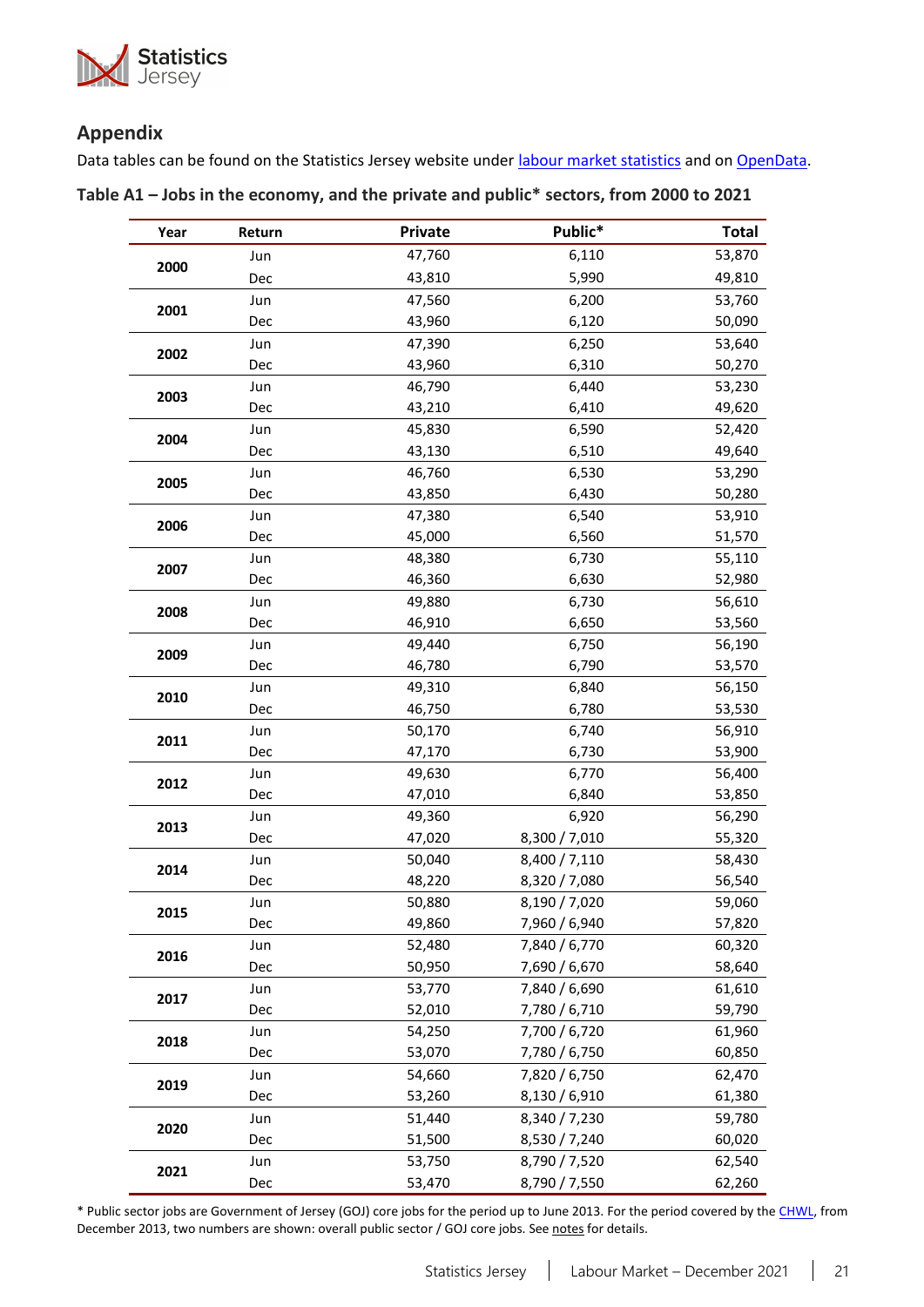## Appendix

Data tables can be found on the Statistics Jersey website under labour market statistics and on OpenData.

**Table A1 – Jobs in the economy, and the private and public* sectors, from 2000 to 2021**

| Year | Return | Private | Public* | Total |
|---|---|---|---|---|
| **2000** | Jun | 47,760 | 6,110 | 53,870 |
| | Dec | 43,810 | 5,990 | 49,810 |
| **2001** | Jun | 47,560 | 6,200 | 53,760 |
| | Dec | 43,960 | 6,120 | 50,090 |
| **2002** | Jun | 47,390 | 6,250 | 53,640 |
| | Dec | 43,960 | 6,310 | 50,270 |
| **2003** | Jun | 46,790 | 6,440 | 53,230 |
| | Dec | 43,210 | 6,410 | 49,620 |
| **2004** | Jun | 45,830 | 6,590 | 52,420 |
| | Dec | 43,130 | 6,510 | 49,640 |
| **2005** | Jun | 46,760 | 6,530 | 53,290 |
| | Dec | 43,850 | 6,430 | 50,280 |
| **2006** | Jun | 47,380 | 6,540 | 53,910 |
| | Dec | 45,000 | 6,560 | 51,570 |
| **2007** | Jun | 48,380 | 6,730 | 55,110 |
| | Dec | 46,360 | 6,630 | 52,980 |
| **2008** | Jun | 49,880 | 6,730 | 56,610 |
| | Dec | 46,910 | 6,650 | 53,560 |
| **2009** | Jun | 49,440 | 6,750 | 56,190 |
| | Dec | 46,780 | 6,790 | 53,570 |
| **2010** | Jun | 49,310 | 6,840 | 56,150 |
| | Dec | 46,750 | 6,780 | 53,530 |
| **2011** | Jun | 50,170 | 6,740 | 56,910 |
| | Dec | 47,170 | 6,730 | 53,900 |
| **2012** | Jun | 49,630 | 6,770 | 56,400 |
| | Dec | 47,010 | 6,840 | 53,850 |
| **2013** | Jun | 49,360 | 6,920 | 56,290 |
| | Dec | 47,020 | 8,300 / 7,010 | 55,320 |
| **2014** | Jun | 50,040 | 8,400 / 7,110 | 58,430 |
| | Dec | 48,220 | 8,320 / 7,080 | 56,540 |
| **2015** | Jun | 50,880 | 8,190 / 7,020 | 59,060 |
| | Dec | 49,860 | 7,960 / 6,940 | 57,820 |
| **2016** | Jun | 52,480 | 7,840 / 6,770 | 60,320 |
| | Dec | 50,950 | 7,690 / 6,670 | 58,640 |
| **2017** | Jun | 53,770 | 7,840 / 6,690 | 61,610 |
| | Dec | 52,010 | 7,780 / 6,710 | 59,790 |
| **2018** | Jun | 54,250 | 7,700 / 6,720 | 61,960 |
| | Dec | 53,070 | 7,780 / 6,750 | 60,850 |
| **2019** | Jun | 54,660 | 7,820 / 6,750 | 62,470 |
| | Dec | 53,260 | 8,130 / 6,910 | 61,380 |
| **2020** | Jun | 51,440 | 8,340 / 7,230 | 59,780 |
| | Dec | 51,500 | 8,530 / 7,240 | 60,020 |
| **2021** | Jun | 53,750 | 8,790 / 7,520 | 62,540 |
| | Dec | 53,470 | 8,790 / 7,550 | 62,260 |

* Public sector jobs are Government of Jersey (GOJ) core jobs for the period up to June 2013. For the period covered by the CHWL, from December 2013, two numbers are shown: overall public sector / GOJ core jobs. See notes for details.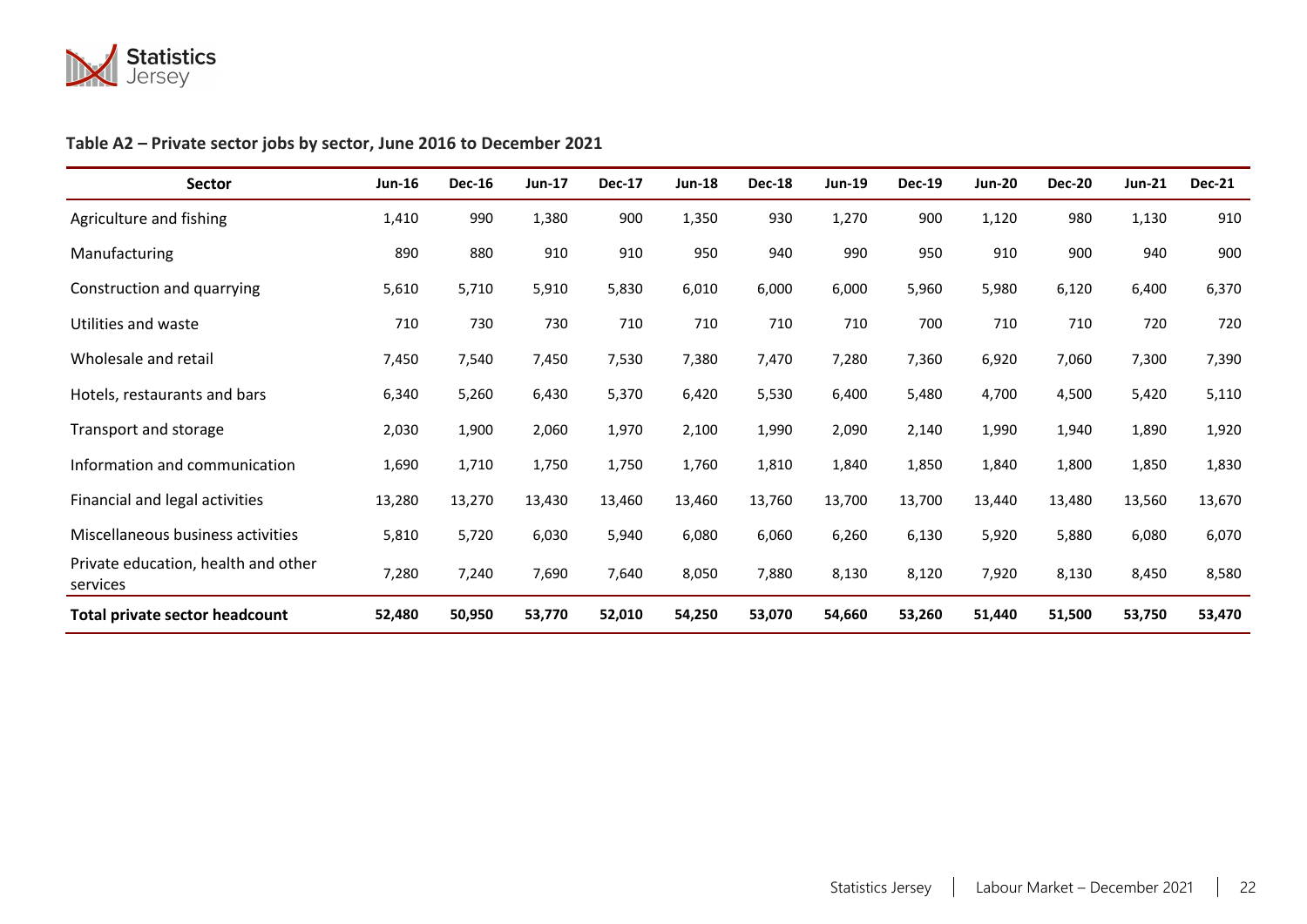### Table A2 – Private sector jobs by sector, June 2016 to December 2021

| Sector | Jun-16 | Dec-16 | Jun-17 | Dec-17 | Jun-18 | Dec-18 | Jun-19 | Dec-19 | Jun-20 | Dec-20 | Jun-21 | Dec-21 |
|---|---|---|---|---|---|---|---|---|---|---|---|---|
| Agriculture and fishing | 1,410 | 990 | 1,380 | 900 | 1,350 | 930 | 1,270 | 900 | 1,120 | 980 | 1,130 | 910 |
| Manufacturing | 890 | 880 | 910 | 910 | 950 | 940 | 990 | 950 | 910 | 900 | 940 | 900 |
| Construction and quarrying | 5,610 | 5,710 | 5,910 | 5,830 | 6,010 | 6,000 | 6,000 | 5,960 | 5,980 | 6,120 | 6,400 | 6,370 |
| Utilities and waste | 710 | 730 | 730 | 710 | 710 | 710 | 710 | 700 | 710 | 710 | 720 | 720 |
| Wholesale and retail | 7,450 | 7,540 | 7,450 | 7,530 | 7,380 | 7,470 | 7,280 | 7,360 | 6,920 | 7,060 | 7,300 | 7,390 |
| Hotels, restaurants and bars | 6,340 | 5,260 | 6,430 | 5,370 | 6,420 | 5,530 | 6,400 | 5,480 | 4,700 | 4,500 | 5,420 | 5,110 |
| Transport and storage | 2,030 | 1,900 | 2,060 | 1,970 | 2,100 | 1,990 | 2,090 | 2,140 | 1,990 | 1,940 | 1,890 | 1,920 |
| Information and communication | 1,690 | 1,710 | 1,750 | 1,750 | 1,760 | 1,810 | 1,840 | 1,850 | 1,840 | 1,800 | 1,850 | 1,830 |
| Financial and legal activities | 13,280 | 13,270 | 13,430 | 13,460 | 13,460 | 13,760 | 13,700 | 13,700 | 13,440 | 13,480 | 13,560 | 13,670 |
| Miscellaneous business activities | 5,810 | 5,720 | 6,030 | 5,940 | 6,080 | 6,060 | 6,260 | 6,130 | 5,920 | 5,880 | 6,080 | 6,070 |
| Private education, health and other services | 7,280 | 7,240 | 7,690 | 7,640 | 8,050 | 7,880 | 8,130 | 8,120 | 7,920 | 8,130 | 8,450 | 8,580 |
| **Total private sector headcount** | **52,480** | **50,950** | **53,770** | **52,010** | **54,250** | **53,070** | **54,660** | **53,260** | **51,440** | **51,500** | **53,750** | **53,470** |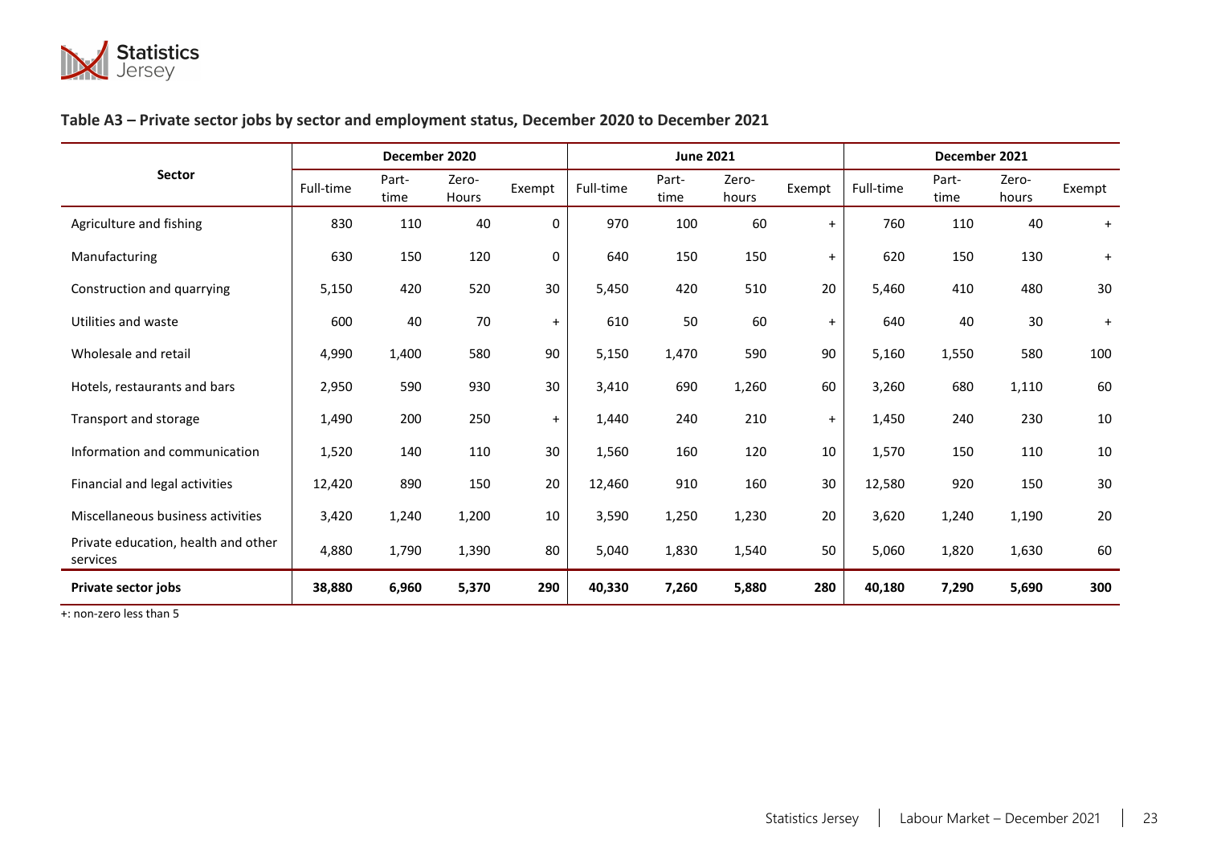## Table A3 – Private sector jobs by sector and employment status, December 2020 to December 2021

| Sector | December 2020 | | | | June 2021 | | | | December 2021 | | | |
|---|---|---|---|---|---|---|---|---|---|---|---|---|
| | Full-time | Part-time | Zero-Hours | Exempt | Full-time | Part-time | Zero-hours | Exempt | Full-time | Part-time | Zero-hours | Exempt |
| Agriculture and fishing | 830 | 110 | 40 | 0 | 970 | 100 | 60 | + | 760 | 110 | 40 | + |
| Manufacturing | 630 | 150 | 120 | 0 | 640 | 150 | 150 | + | 620 | 150 | 130 | + |
| Construction and quarrying | 5,150 | 420 | 520 | 30 | 5,450 | 420 | 510 | 20 | 5,460 | 410 | 480 | 30 |
| Utilities and waste | 600 | 40 | 70 | + | 610 | 50 | 60 | + | 640 | 40 | 30 | + |
| Wholesale and retail | 4,990 | 1,400 | 580 | 90 | 5,150 | 1,470 | 590 | 90 | 5,160 | 1,550 | 580 | 100 |
| Hotels, restaurants and bars | 2,950 | 590 | 930 | 30 | 3,410 | 690 | 1,260 | 60 | 3,260 | 680 | 1,110 | 60 |
| Transport and storage | 1,490 | 200 | 250 | + | 1,440 | 240 | 210 | + | 1,450 | 240 | 230 | 10 |
| Information and communication | 1,520 | 140 | 110 | 30 | 1,560 | 160 | 120 | 10 | 1,570 | 150 | 110 | 10 |
| Financial and legal activities | 12,420 | 890 | 150 | 20 | 12,460 | 910 | 160 | 30 | 12,580 | 920 | 150 | 30 |
| Miscellaneous business activities | 3,420 | 1,240 | 1,200 | 10 | 3,590 | 1,250 | 1,230 | 20 | 3,620 | 1,240 | 1,190 | 20 |
| Private education, health and other services | 4,880 | 1,790 | 1,390 | 80 | 5,040 | 1,830 | 1,540 | 50 | 5,060 | 1,820 | 1,630 | 60 |
| **Private sector jobs** | **38,880** | **6,960** | **5,370** | **290** | **40,330** | **7,260** | **5,880** | **280** | **40,180** | **7,290** | **5,690** | **300** |

+: non-zero less than 5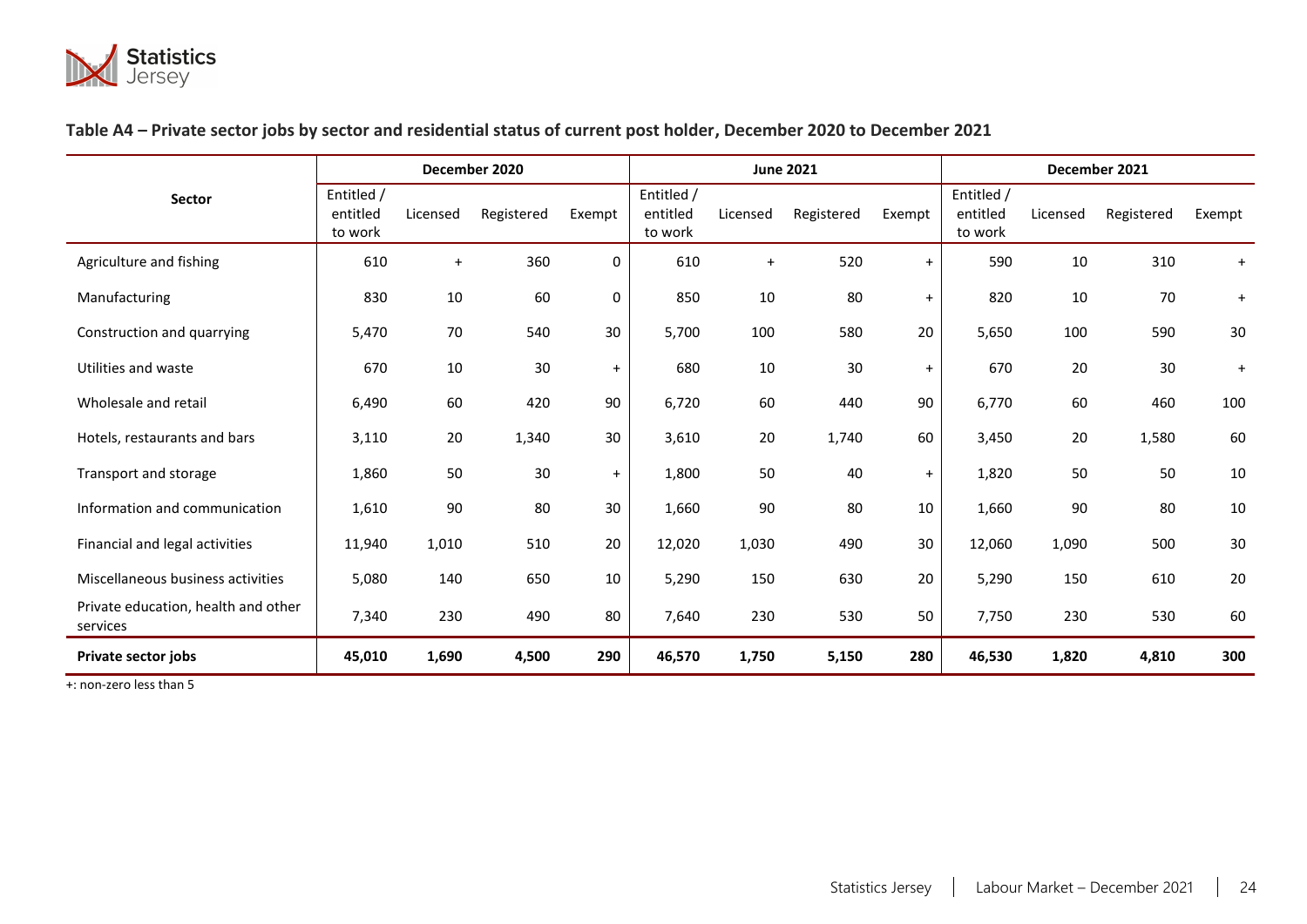### Table A4 – Private sector jobs by sector and residential status of current post holder, December 2020 to December 2021

| Sector | December 2020 | | | | June 2021 | | | | December 2021 | | | |
|---|---|---|---|---|---|---|---|---|---|---|---|---|
| | Entitled / entitled to work | Licensed | Registered | Exempt | Entitled / entitled to work | Licensed | Registered | Exempt | Entitled / entitled to work | Licensed | Registered | Exempt |
| Agriculture and fishing | 610 | + | 360 | 0 | 610 | + | 520 | + | 590 | 10 | 310 | + |
| Manufacturing | 830 | 10 | 60 | 0 | 850 | 10 | 80 | + | 820 | 10 | 70 | + |
| Construction and quarrying | 5,470 | 70 | 540 | 30 | 5,700 | 100 | 580 | 20 | 5,650 | 100 | 590 | 30 |
| Utilities and waste | 670 | 10 | 30 | + | 680 | 10 | 30 | + | 670 | 20 | 30 | + |
| Wholesale and retail | 6,490 | 60 | 420 | 90 | 6,720 | 60 | 440 | 90 | 6,770 | 60 | 460 | 100 |
| Hotels, restaurants and bars | 3,110 | 20 | 1,340 | 30 | 3,610 | 20 | 1,740 | 60 | 3,450 | 20 | 1,580 | 60 |
| Transport and storage | 1,860 | 50 | 30 | + | 1,800 | 50 | 40 | + | 1,820 | 50 | 50 | 10 |
| Information and communication | 1,610 | 90 | 80 | 30 | 1,660 | 90 | 80 | 10 | 1,660 | 90 | 80 | 10 |
| Financial and legal activities | 11,940 | 1,010 | 510 | 20 | 12,020 | 1,030 | 490 | 30 | 12,060 | 1,090 | 500 | 30 |
| Miscellaneous business activities | 5,080 | 140 | 650 | 10 | 5,290 | 150 | 630 | 20 | 5,290 | 150 | 610 | 20 |
| Private education, health and other services | 7,340 | 230 | 490 | 80 | 7,640 | 230 | 530 | 50 | 7,750 | 230 | 530 | 60 |
| **Private sector jobs** | **45,010** | **1,690** | **4,500** | **290** | **46,570** | **1,750** | **5,150** | **280** | **46,530** | **1,820** | **4,810** | **300** |

+: non-zero less than 5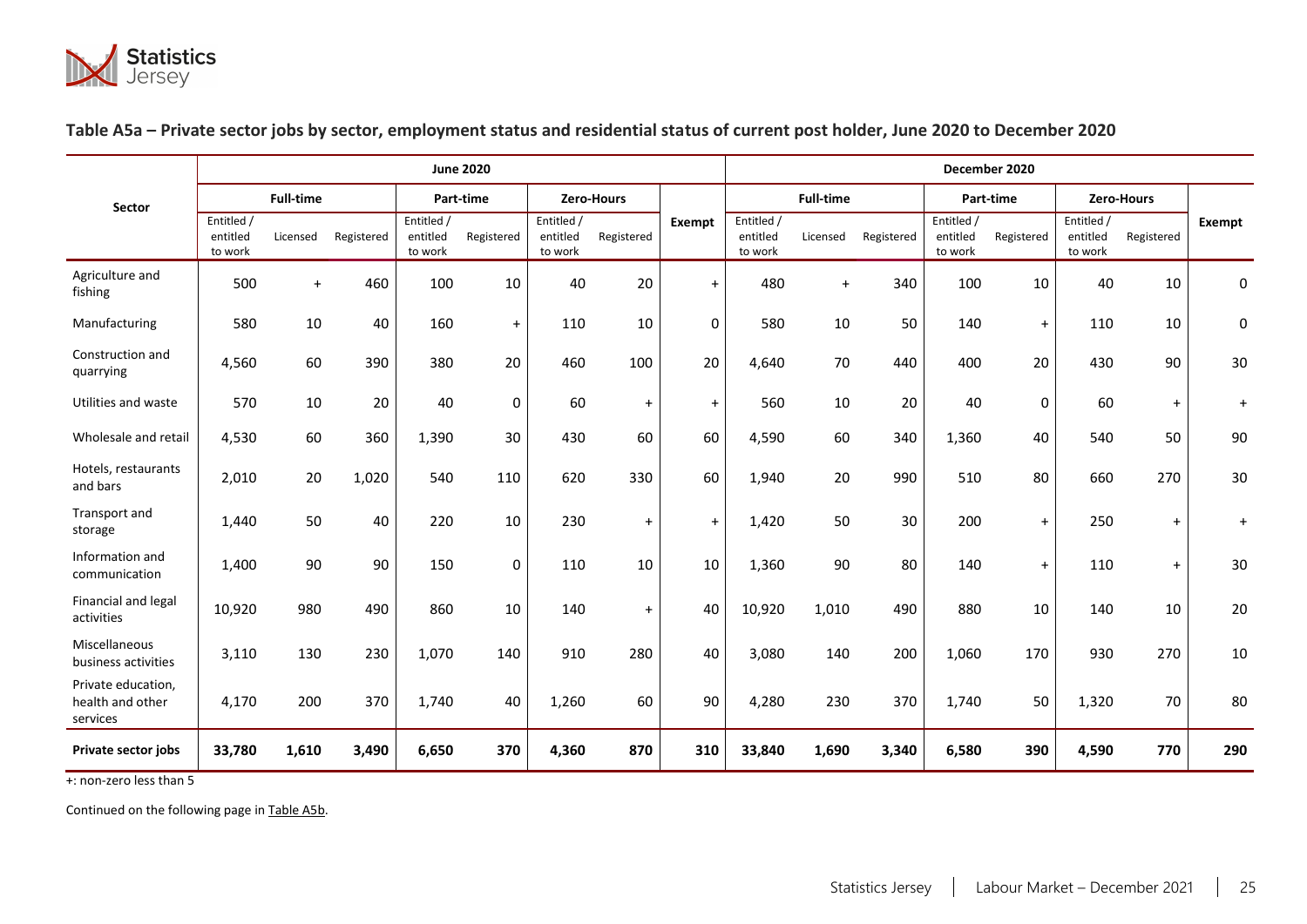## Table A5a – Private sector jobs by sector, employment status and residential status of current post holder, June 2020 to December 2020

| Sector | June 2020 | | | | | | | | December 2020 | | | | | | | |
|---|---|---|---|---|---|---|---|---|---|---|---|---|---|---|---|---|
| | Full-time | | | Part-time | | Zero-Hours | | Exempt | Full-time | | | Part-time | | Zero-Hours | | Exempt |
| | Entitled / entitled to work | Licensed | Registered | Entitled / entitled to work | Registered | Entitled / entitled to work | Registered | | Entitled / entitled to work | Licensed | Registered | Entitled / entitled to work | Registered | Entitled / entitled to work | Registered | |
| Agriculture and fishing | 500 | + | 460 | 100 | 10 | 40 | 20 | + | 480 | + | 340 | 100 | 10 | 40 | 10 | 0 |
| Manufacturing | 580 | 10 | 40 | 160 | + | 110 | 10 | 0 | 580 | 10 | 50 | 140 | + | 110 | 10 | 0 |
| Construction and quarrying | 4,560 | 60 | 390 | 380 | 20 | 460 | 100 | 20 | 4,640 | 70 | 440 | 400 | 20 | 430 | 90 | 30 |
| Utilities and waste | 570 | 10 | 20 | 40 | 0 | 60 | + | + | 560 | 10 | 20 | 40 | 0 | 60 | + | + |
| Wholesale and retail | 4,530 | 60 | 360 | 1,390 | 30 | 430 | 60 | 60 | 4,590 | 60 | 340 | 1,360 | 40 | 540 | 50 | 90 |
| Hotels, restaurants and bars | 2,010 | 20 | 1,020 | 540 | 110 | 620 | 330 | 60 | 1,940 | 20 | 990 | 510 | 80 | 660 | 270 | 30 |
| Transport and storage | 1,440 | 50 | 40 | 220 | 10 | 230 | + | + | 1,420 | 50 | 30 | 200 | + | 250 | + | + |
| Information and communication | 1,400 | 90 | 90 | 150 | 0 | 110 | 10 | 10 | 1,360 | 90 | 80 | 140 | + | 110 | + | 30 |
| Financial and legal activities | 10,920 | 980 | 490 | 860 | 10 | 140 | + | 40 | 10,920 | 1,010 | 490 | 880 | 10 | 140 | 10 | 20 |
| Miscellaneous business activities | 3,110 | 130 | 230 | 1,070 | 140 | 910 | 280 | 40 | 3,080 | 140 | 200 | 1,060 | 170 | 930 | 270 | 10 |
| Private education, health and other services | 4,170 | 200 | 370 | 1,740 | 40 | 1,260 | 60 | 90 | 4,280 | 230 | 370 | 1,740 | 50 | 1,320 | 70 | 80 |
| **Private sector jobs** | **33,780** | **1,610** | **3,490** | **6,650** | **370** | **4,360** | **870** | **310** | **33,840** | **1,690** | **3,340** | **6,580** | **390** | **4,590** | **770** | **290** |

+: non-zero less than 5

Continued on the following page in Table A5b.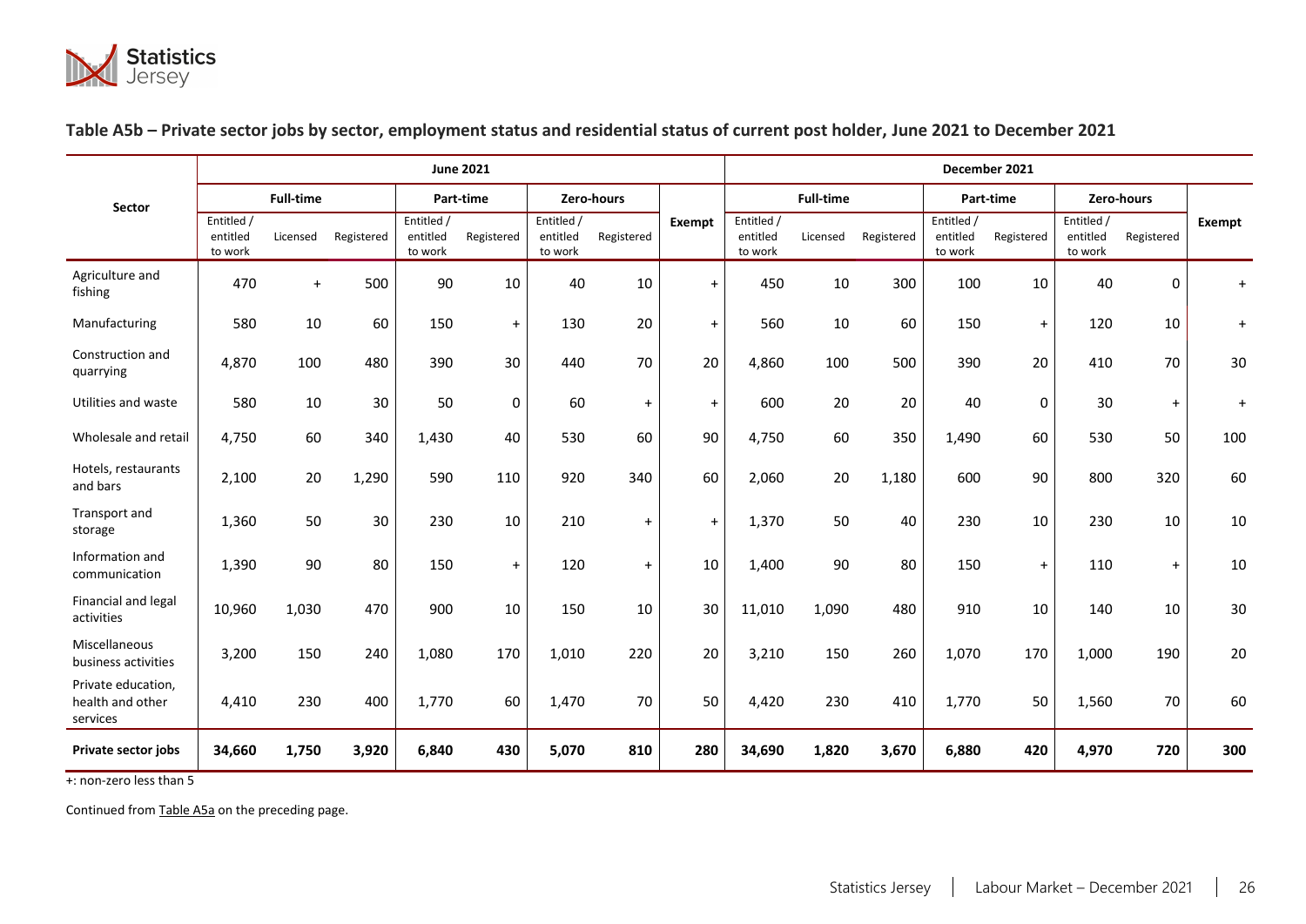### Table A5b – Private sector jobs by sector, employment status and residential status of current post holder, June 2021 to December 2021

| Sector | June 2021 | | | | | | | | December 2021 | | | | | | | |
|---|---|---|---|---|---|---|---|---|---|---|---|---|---|---|---|---|
| | Full-time | | | Part-time | | Zero-hours | | Exempt | Full-time | | | Part-time | | Zero-hours | | Exempt |
| | Entitled / entitled to work | Licensed | Registered | Entitled / entitled to work | Registered | Entitled / entitled to work | Registered | | Entitled / entitled to work | Licensed | Registered | Entitled / entitled to work | Registered | Entitled / entitled to work | Registered | |
| Agriculture and fishing | 470 | + | 500 | 90 | 10 | 40 | 10 | + | 450 | 10 | 300 | 100 | 10 | 40 | 0 | + |
| Manufacturing | 580 | 10 | 60 | 150 | + | 130 | 20 | + | 560 | 10 | 60 | 150 | + | 120 | 10 | + |
| Construction and quarrying | 4,870 | 100 | 480 | 390 | 30 | 440 | 70 | 20 | 4,860 | 100 | 500 | 390 | 20 | 410 | 70 | 30 |
| Utilities and waste | 580 | 10 | 30 | 50 | 0 | 60 | + | + | 600 | 20 | 20 | 40 | 0 | 30 | + | + |
| Wholesale and retail | 4,750 | 60 | 340 | 1,430 | 40 | 530 | 60 | 90 | 4,750 | 60 | 350 | 1,490 | 60 | 530 | 50 | 100 |
| Hotels, restaurants and bars | 2,100 | 20 | 1,290 | 590 | 110 | 920 | 340 | 60 | 2,060 | 20 | 1,180 | 600 | 90 | 800 | 320 | 60 |
| Transport and storage | 1,360 | 50 | 30 | 230 | 10 | 210 | + | + | 1,370 | 50 | 40 | 230 | 10 | 230 | 10 | 10 |
| Information and communication | 1,390 | 90 | 80 | 150 | + | 120 | + | 10 | 1,400 | 90 | 80 | 150 | + | 110 | + | 10 |
| Financial and legal activities | 10,960 | 1,030 | 470 | 900 | 10 | 150 | 10 | 30 | 11,010 | 1,090 | 480 | 910 | 10 | 140 | 10 | 30 |
| Miscellaneous business activities | 3,200 | 150 | 240 | 1,080 | 170 | 1,010 | 220 | 20 | 3,210 | 150 | 260 | 1,070 | 170 | 1,000 | 190 | 20 |
| Private education, health and other services | 4,410 | 230 | 400 | 1,770 | 60 | 1,470 | 70 | 50 | 4,420 | 230 | 410 | 1,770 | 50 | 1,560 | 70 | 60 |
| **Private sector jobs** | **34,660** | **1,750** | **3,920** | **6,840** | **430** | **5,070** | **810** | **280** | **34,690** | **1,820** | **3,670** | **6,880** | **420** | **4,970** | **720** | **300** |

+: non-zero less than 5

Continued from Table A5a on the preceding page.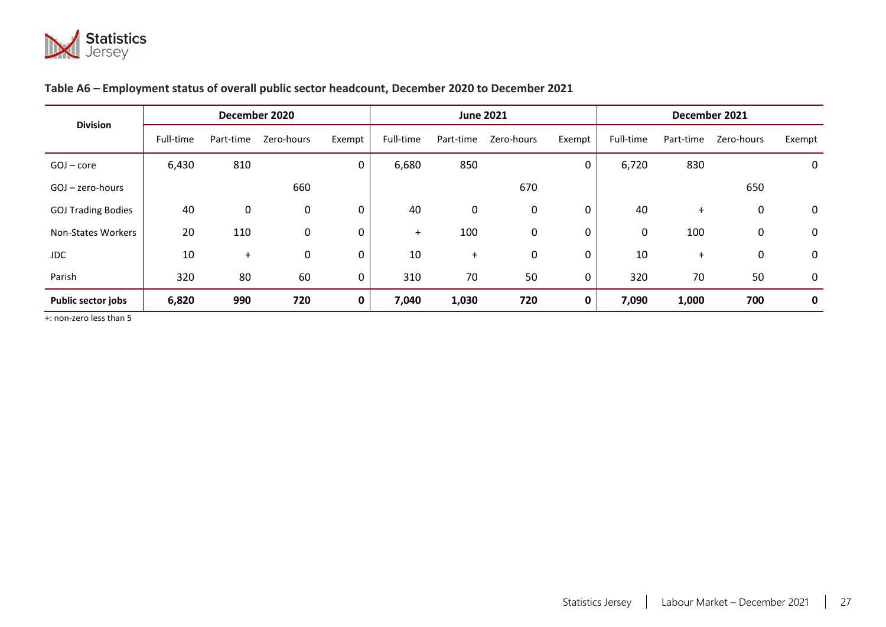**Table A6 – Employment status of overall public sector headcount, December 2020 to December 2021**

| Division | December 2020 | | | | June 2021 | | | | December 2021 | | | |
|---|---|---|---|---|---|---|---|---|---|---|---|---|
| | Full-time | Part-time | Zero-hours | Exempt | Full-time | Part-time | Zero-hours | Exempt | Full-time | Part-time | Zero-hours | Exempt |
| GOJ – core | 6,430 | 810 | | 0 | 6,680 | 850 | | 0 | 6,720 | 830 | | 0 |
| GOJ – zero-hours | | | 660 | | | | 670 | | | | 650 | |
| GOJ Trading Bodies | 40 | 0 | 0 | 0 | 40 | 0 | 0 | 0 | 40 | + | 0 | 0 |
| Non-States Workers | 20 | 110 | 0 | 0 | + | 100 | 0 | 0 | 0 | 100 | 0 | 0 |
| JDC | 10 | + | 0 | 0 | 10 | + | 0 | 0 | 10 | + | 0 | 0 |
| Parish | 320 | 80 | 60 | 0 | 310 | 70 | 50 | 0 | 320 | 70 | 50 | 0 |
| **Public sector jobs** | **6,820** | **990** | **720** | **0** | **7,040** | **1,030** | **720** | **0** | **7,090** | **1,000** | **700** | **0** |

+: non-zero less than 5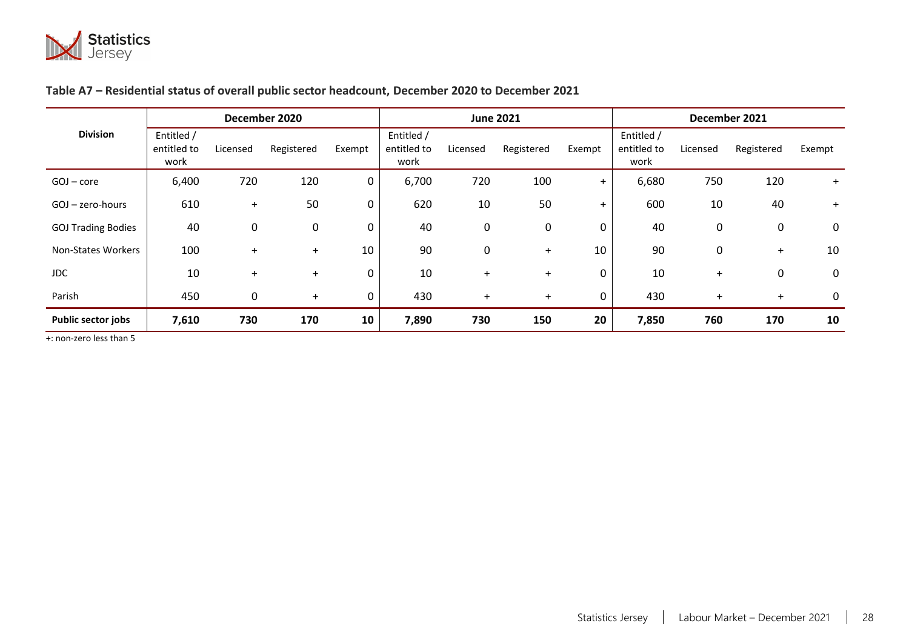### Table A7 – Residential status of overall public sector headcount, December 2020 to December 2021

| Division | December 2020 | | | | June 2021 | | | | December 2021 | | | |
|---|---|---|---|---|---|---|---|---|---|---|---|---|
| | Entitled / entitled to work | Licensed | Registered | Exempt | Entitled / entitled to work | Licensed | Registered | Exempt | Entitled / entitled to work | Licensed | Registered | Exempt |
| GOJ – core | 6,400 | 720 | 120 | 0 | 6,700 | 720 | 100 | + | 6,680 | 750 | 120 | + |
| GOJ – zero-hours | 610 | + | 50 | 0 | 620 | 10 | 50 | + | 600 | 10 | 40 | + |
| GOJ Trading Bodies | 40 | 0 | 0 | 0 | 40 | 0 | 0 | 0 | 40 | 0 | 0 | 0 |
| Non-States Workers | 100 | + | + | 10 | 90 | 0 | + | 10 | 90 | 0 | + | 10 |
| JDC | 10 | + | + | 0 | 10 | + | + | 0 | 10 | + | 0 | 0 |
| Parish | 450 | 0 | + | 0 | 430 | + | + | 0 | 430 | + | + | 0 |
| **Public sector jobs** | **7,610** | **730** | **170** | **10** | **7,890** | **730** | **150** | **20** | **7,850** | **760** | **170** | **10** |

+: non-zero less than 5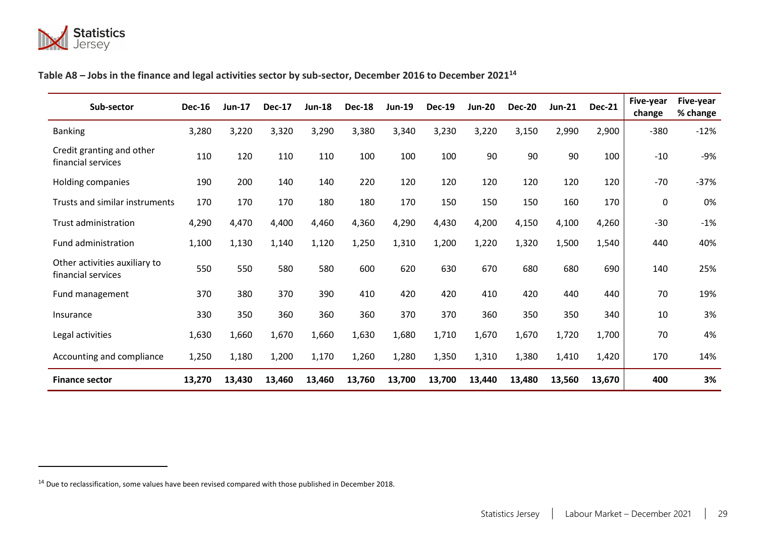**Table A8 – Jobs in the finance and legal activities sector by sub-sector, December 2016 to December 2021[14]**

| Sub-sector | Dec-16 | Jun-17 | Dec-17 | Jun-18 | Dec-18 | Jun-19 | Dec-19 | Jun-20 | Dec-20 | Jun-21 | Dec-21 | Five-year change | Five-year % change |
|---|---|---|---|---|---|---|---|---|---|---|---|---|---|
| Banking | 3,280 | 3,220 | 3,320 | 3,290 | 3,380 | 3,340 | 3,230 | 3,220 | 3,150 | 2,990 | 2,900 | -380 | -12% |
| Credit granting and other financial services | 110 | 120 | 110 | 110 | 100 | 100 | 100 | 90 | 90 | 90 | 100 | -10 | -9% |
| Holding companies | 190 | 200 | 140 | 140 | 220 | 120 | 120 | 120 | 120 | 120 | 120 | -70 | -37% |
| Trusts and similar instruments | 170 | 170 | 170 | 180 | 180 | 170 | 150 | 150 | 150 | 160 | 170 | 0 | 0% |
| Trust administration | 4,290 | 4,470 | 4,400 | 4,460 | 4,360 | 4,290 | 4,430 | 4,200 | 4,150 | 4,100 | 4,260 | -30 | -1% |
| Fund administration | 1,100 | 1,130 | 1,140 | 1,120 | 1,250 | 1,310 | 1,200 | 1,220 | 1,320 | 1,500 | 1,540 | 440 | 40% |
| Other activities auxiliary to financial services | 550 | 550 | 580 | 580 | 600 | 620 | 630 | 670 | 680 | 680 | 690 | 140 | 25% |
| Fund management | 370 | 380 | 370 | 390 | 410 | 420 | 420 | 410 | 420 | 440 | 440 | 70 | 19% |
| Insurance | 330 | 350 | 360 | 360 | 360 | 370 | 370 | 360 | 350 | 350 | 340 | 10 | 3% |
| Legal activities | 1,630 | 1,660 | 1,670 | 1,660 | 1,630 | 1,680 | 1,710 | 1,670 | 1,670 | 1,720 | 1,700 | 70 | 4% |
| Accounting and compliance | 1,250 | 1,180 | 1,200 | 1,170 | 1,260 | 1,280 | 1,350 | 1,310 | 1,380 | 1,410 | 1,420 | 170 | 14% |
| **Finance sector** | **13,270** | **13,430** | **13,460** | **13,460** | **13,760** | **13,700** | **13,700** | **13,440** | **13,480** | **13,560** | **13,670** | **400** | **3%** |

[14] Due to reclassification, some values have been revised compared with those published in December 2018.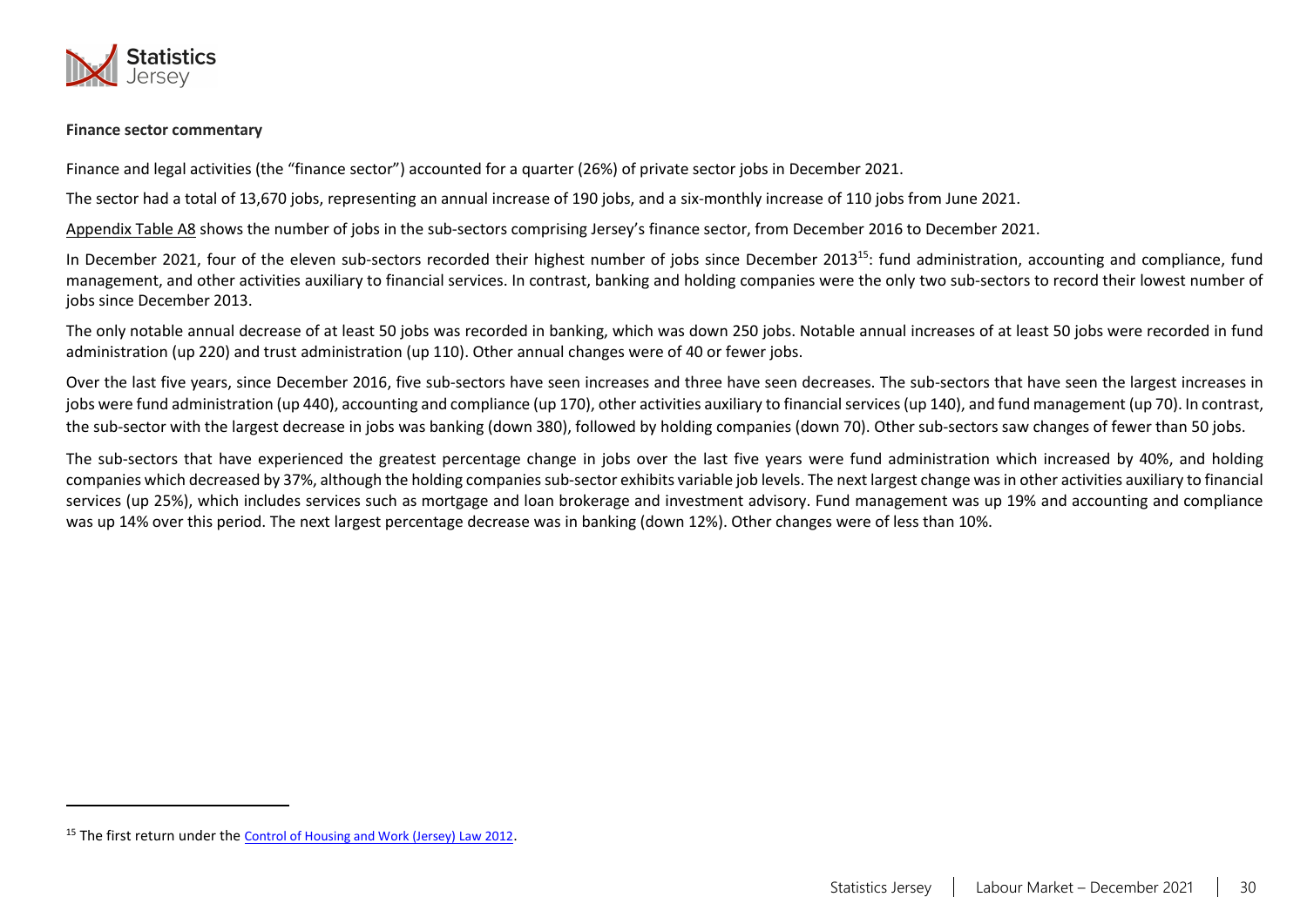**Finance sector commentary**

Finance and legal activities (the "finance sector") accounted for a quarter (26%) of private sector jobs in December 2021.

The sector had a total of 13,670 jobs, representing an annual increase of 190 jobs, and a six-monthly increase of 110 jobs from June 2021.

Appendix Table A8 shows the number of jobs in the sub-sectors comprising Jersey's finance sector, from December 2016 to December 2021.

In December 2021, four of the eleven sub-sectors recorded their highest number of jobs since December 2013[15]: fund administration, accounting and compliance, fund management, and other activities auxiliary to financial services. In contrast, banking and holding companies were the only two sub-sectors to record their lowest number of jobs since December 2013.

The only notable annual decrease of at least 50 jobs was recorded in banking, which was down 250 jobs. Notable annual increases of at least 50 jobs were recorded in fund administration (up 220) and trust administration (up 110). Other annual changes were of 40 or fewer jobs.

Over the last five years, since December 2016, five sub-sectors have seen increases and three have seen decreases. The sub-sectors that have seen the largest increases in jobs were fund administration (up 440), accounting and compliance (up 170), other activities auxiliary to financial services (up 140), and fund management (up 70). In contrast, the sub-sector with the largest decrease in jobs was banking (down 380), followed by holding companies (down 70). Other sub-sectors saw changes of fewer than 50 jobs.

The sub-sectors that have experienced the greatest percentage change in jobs over the last five years were fund administration which increased by 40%, and holding companies which decreased by 37%, although the holding companies sub-sector exhibits variable job levels. The next largest change was in other activities auxiliary to financial services (up 25%), which includes services such as mortgage and loan brokerage and investment advisory. Fund management was up 19% and accounting and compliance was up 14% over this period. The next largest percentage decrease was in banking (down 12%). Other changes were of less than 10%.

[15] The first return under the Control of Housing and Work (Jersey) Law 2012.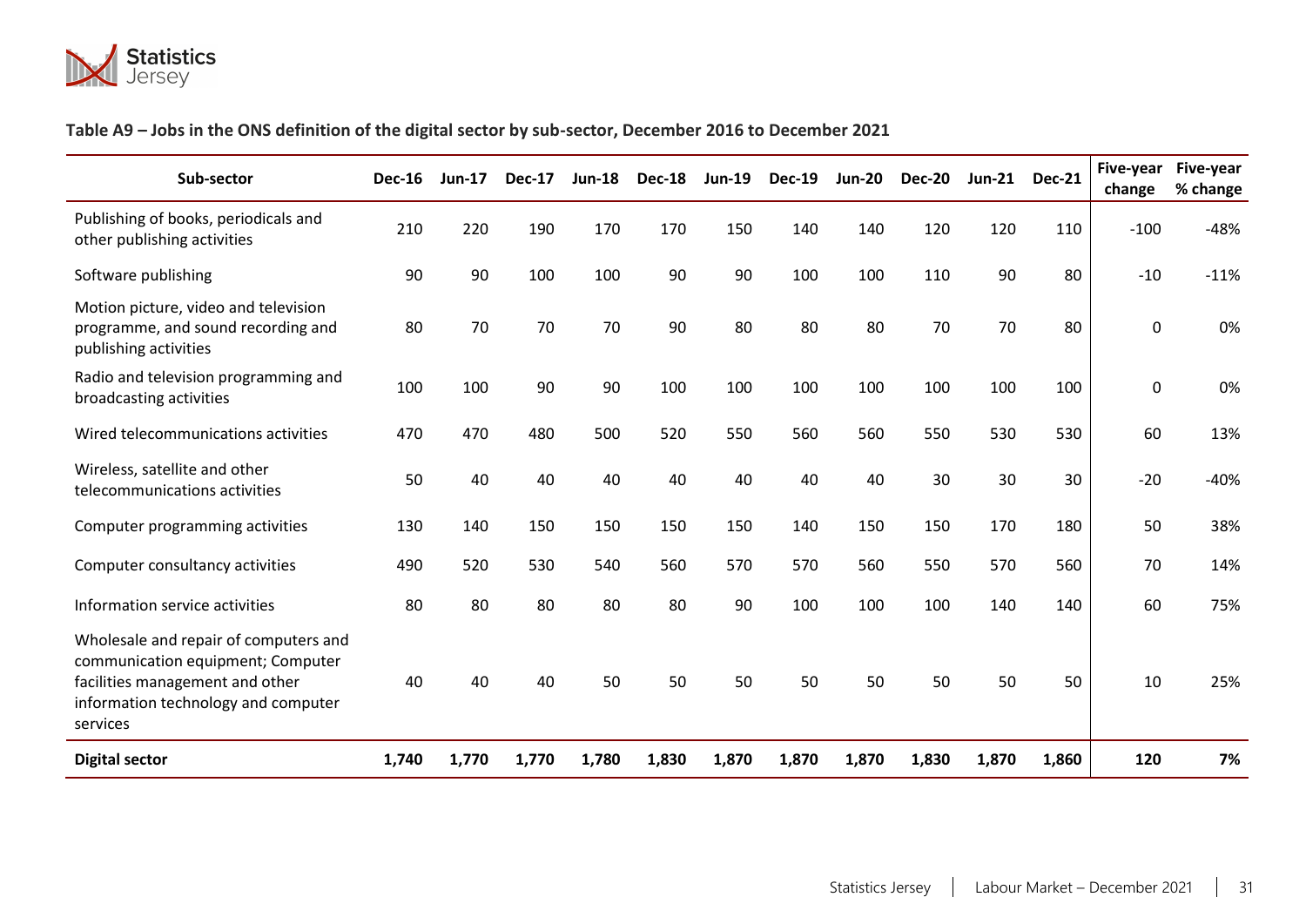**Table A9 – Jobs in the ONS definition of the digital sector by sub-sector, December 2016 to December 2021**

| Sub-sector | Dec-16 | Jun-17 | Dec-17 | Jun-18 | Dec-18 | Jun-19 | Dec-19 | Jun-20 | Dec-20 | Jun-21 | Dec-21 | Five-year change | Five-year % change |
|---|---|---|---|---|---|---|---|---|---|---|---|---|---|
| Publishing of books, periodicals and other publishing activities | 210 | 220 | 190 | 170 | 170 | 150 | 140 | 140 | 120 | 120 | 110 | -100 | -48% |
| Software publishing | 90 | 90 | 100 | 100 | 90 | 90 | 100 | 100 | 110 | 90 | 80 | -10 | -11% |
| Motion picture, video and television programme, and sound recording and publishing activities | 80 | 70 | 70 | 70 | 90 | 80 | 80 | 80 | 70 | 70 | 80 | 0 | 0% |
| Radio and television programming and broadcasting activities | 100 | 100 | 90 | 90 | 100 | 100 | 100 | 100 | 100 | 100 | 100 | 0 | 0% |
| Wired telecommunications activities | 470 | 470 | 480 | 500 | 520 | 550 | 560 | 560 | 550 | 530 | 530 | 60 | 13% |
| Wireless, satellite and other telecommunications activities | 50 | 40 | 40 | 40 | 40 | 40 | 40 | 40 | 30 | 30 | 30 | -20 | -40% |
| Computer programming activities | 130 | 140 | 150 | 150 | 150 | 150 | 140 | 150 | 150 | 170 | 180 | 50 | 38% |
| Computer consultancy activities | 490 | 520 | 530 | 540 | 560 | 570 | 570 | 560 | 550 | 570 | 560 | 70 | 14% |
| Information service activities | 80 | 80 | 80 | 80 | 80 | 90 | 100 | 100 | 100 | 140 | 140 | 60 | 75% |
| Wholesale and repair of computers and communication equipment; Computer facilities management and other information technology and computer services | 40 | 40 | 40 | 50 | 50 | 50 | 50 | 50 | 50 | 50 | 50 | 10 | 25% |
| **Digital sector** | **1,740** | **1,770** | **1,770** | **1,780** | **1,830** | **1,870** | **1,870** | **1,870** | **1,830** | **1,870** | **1,860** | **120** | **7%** |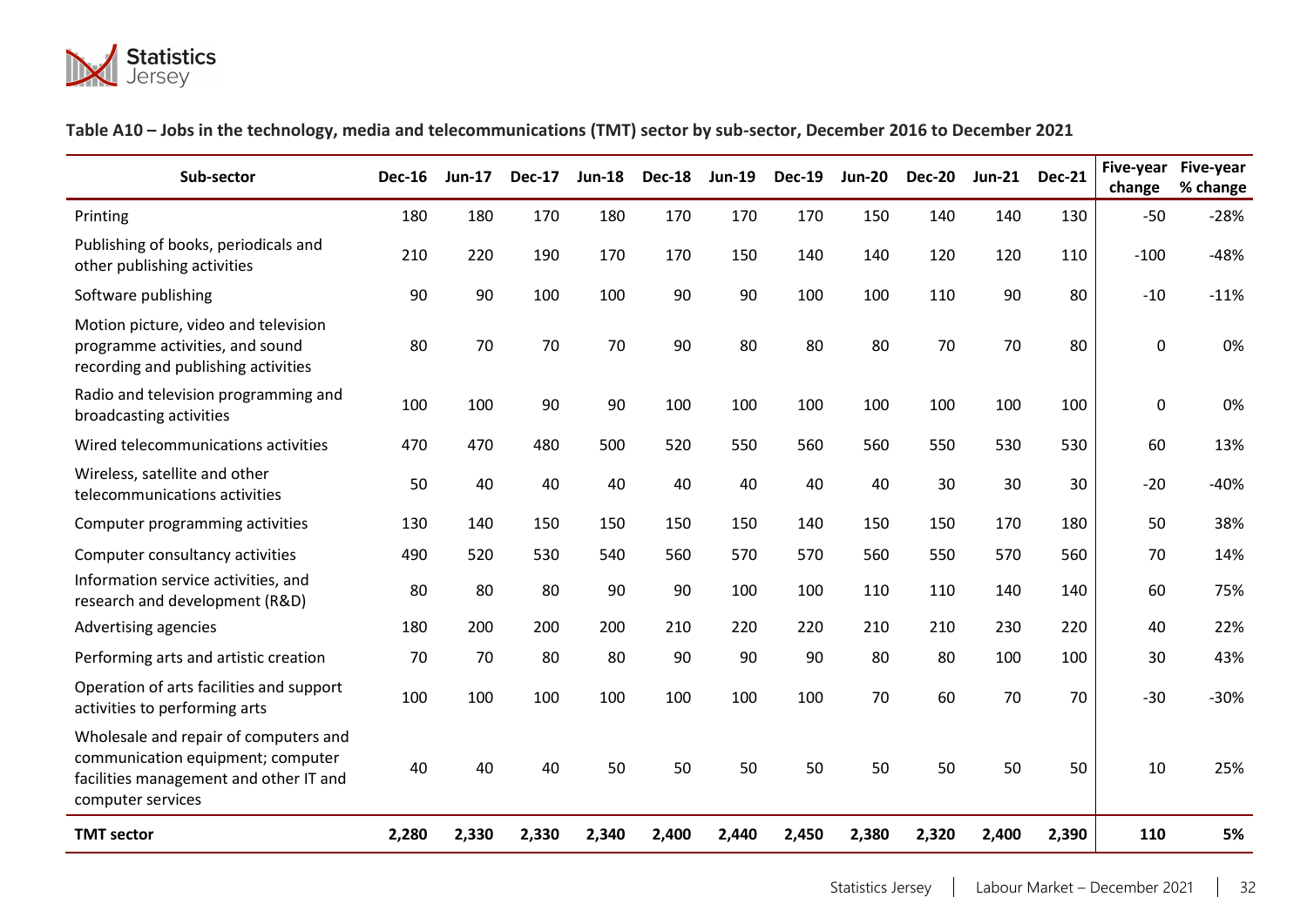**Table A10 – Jobs in the technology, media and telecommunications (TMT) sector by sub-sector, December 2016 to December 2021**

| Sub-sector | Dec-16 | Jun-17 | Dec-17 | Jun-18 | Dec-18 | Jun-19 | Dec-19 | Jun-20 | Dec-20 | Jun-21 | Dec-21 | Five-year change | Five-year % change |
|---|---|---|---|---|---|---|---|---|---|---|---|---|---|
| Printing | 180 | 180 | 170 | 180 | 170 | 170 | 170 | 150 | 140 | 140 | 130 | -50 | -28% |
| Publishing of books, periodicals and other publishing activities | 210 | 220 | 190 | 170 | 170 | 150 | 140 | 140 | 120 | 120 | 110 | -100 | -48% |
| Software publishing | 90 | 90 | 100 | 100 | 90 | 90 | 100 | 100 | 110 | 90 | 80 | -10 | -11% |
| Motion picture, video and television programme activities, and sound recording and publishing activities | 80 | 70 | 70 | 70 | 90 | 80 | 80 | 80 | 70 | 70 | 80 | 0 | 0% |
| Radio and television programming and broadcasting activities | 100 | 100 | 90 | 90 | 100 | 100 | 100 | 100 | 100 | 100 | 100 | 0 | 0% |
| Wired telecommunications activities | 470 | 470 | 480 | 500 | 520 | 550 | 560 | 560 | 550 | 530 | 530 | 60 | 13% |
| Wireless, satellite and other telecommunications activities | 50 | 40 | 40 | 40 | 40 | 40 | 40 | 40 | 30 | 30 | 30 | -20 | -40% |
| Computer programming activities | 130 | 140 | 150 | 150 | 150 | 150 | 140 | 150 | 150 | 170 | 180 | 50 | 38% |
| Computer consultancy activities | 490 | 520 | 530 | 540 | 560 | 570 | 570 | 560 | 550 | 570 | 560 | 70 | 14% |
| Information service activities, and research and development (R&D) | 80 | 80 | 80 | 90 | 90 | 100 | 100 | 110 | 110 | 140 | 140 | 60 | 75% |
| Advertising agencies | 180 | 200 | 200 | 200 | 210 | 220 | 220 | 210 | 210 | 230 | 220 | 40 | 22% |
| Performing arts and artistic creation | 70 | 70 | 80 | 80 | 90 | 90 | 90 | 80 | 80 | 100 | 100 | 30 | 43% |
| Operation of arts facilities and support activities to performing arts | 100 | 100 | 100 | 100 | 100 | 100 | 100 | 70 | 60 | 70 | 70 | -30 | -30% |
| Wholesale and repair of computers and communication equipment; computer facilities management and other IT and computer services | 40 | 40 | 40 | 50 | 50 | 50 | 50 | 50 | 50 | 50 | 50 | 10 | 25% |
| **TMT sector** | **2,280** | **2,330** | **2,330** | **2,340** | **2,400** | **2,440** | **2,450** | **2,380** | **2,320** | **2,400** | **2,390** | **110** | **5%** |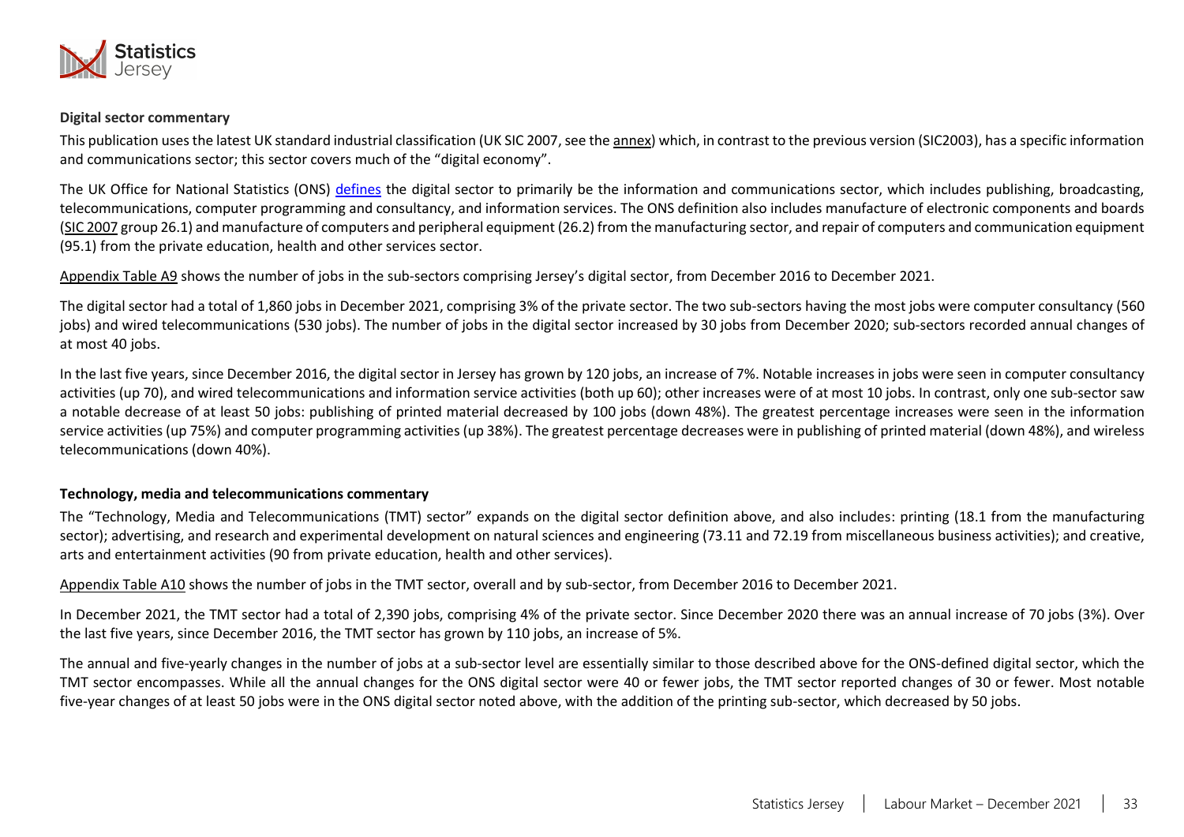### Digital sector commentary

This publication uses the latest UK standard industrial classification (UK SIC 2007, see the annex) which, in contrast to the previous version (SIC2003), has a specific information and communications sector; this sector covers much of the "digital economy".

The UK Office for National Statistics (ONS) defines the digital sector to primarily be the information and communications sector, which includes publishing, broadcasting, telecommunications, computer programming and consultancy, and information services. The ONS definition also includes manufacture of electronic components and boards (SIC 2007 group 26.1) and manufacture of computers and peripheral equipment (26.2) from the manufacturing sector, and repair of computers and communication equipment (95.1) from the private education, health and other services sector.

Appendix Table A9 shows the number of jobs in the sub-sectors comprising Jersey's digital sector, from December 2016 to December 2021.

The digital sector had a total of 1,860 jobs in December 2021, comprising 3% of the private sector. The two sub-sectors having the most jobs were computer consultancy (560 jobs) and wired telecommunications (530 jobs). The number of jobs in the digital sector increased by 30 jobs from December 2020; sub-sectors recorded annual changes of at most 40 jobs.

In the last five years, since December 2016, the digital sector in Jersey has grown by 120 jobs, an increase of 7%. Notable increases in jobs were seen in computer consultancy activities (up 70), and wired telecommunications and information service activities (both up 60); other increases were of at most 10 jobs. In contrast, only one sub-sector saw a notable decrease of at least 50 jobs: publishing of printed material decreased by 100 jobs (down 48%). The greatest percentage increases were seen in the information service activities (up 75%) and computer programming activities (up 38%). The greatest percentage decreases were in publishing of printed material (down 48%), and wireless telecommunications (down 40%).

### Technology, media and telecommunications commentary

The "Technology, Media and Telecommunications (TMT) sector" expands on the digital sector definition above, and also includes: printing (18.1 from the manufacturing sector); advertising, and research and experimental development on natural sciences and engineering (73.11 and 72.19 from miscellaneous business activities); and creative, arts and entertainment activities (90 from private education, health and other services).

Appendix Table A10 shows the number of jobs in the TMT sector, overall and by sub-sector, from December 2016 to December 2021.

In December 2021, the TMT sector had a total of 2,390 jobs, comprising 4% of the private sector. Since December 2020 there was an annual increase of 70 jobs (3%). Over the last five years, since December 2016, the TMT sector has grown by 110 jobs, an increase of 5%.

The annual and five-yearly changes in the number of jobs at a sub-sector level are essentially similar to those described above for the ONS-defined digital sector, which the TMT sector encompasses. While all the annual changes for the ONS digital sector were 40 or fewer jobs, the TMT sector reported changes of 30 or fewer. Most notable five-year changes of at least 50 jobs were in the ONS digital sector noted above, with the addition of the printing sub-sector, which decreased by 50 jobs.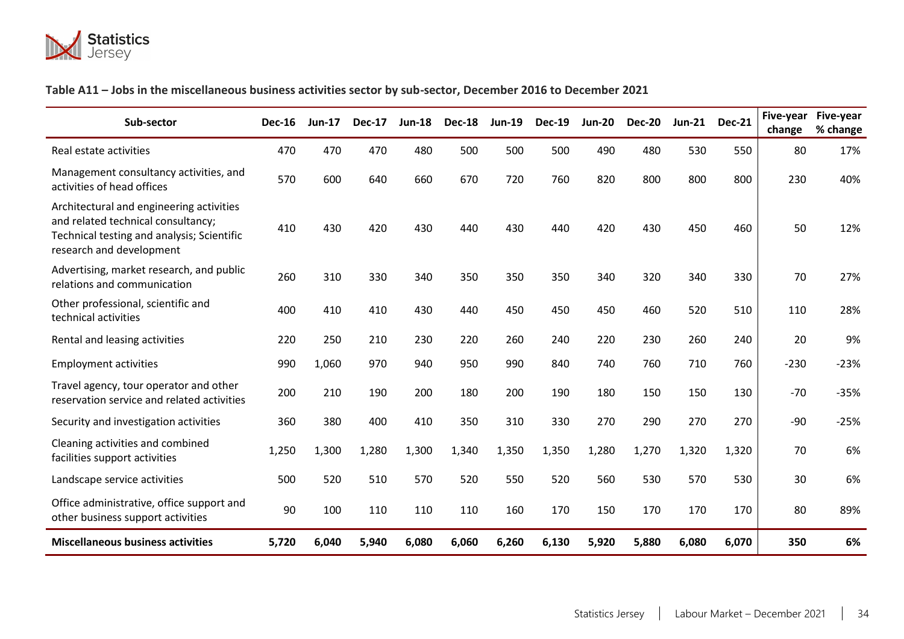**Table A11 – Jobs in the miscellaneous business activities sector by sub-sector, December 2016 to December 2021**

| Sub-sector | Dec-16 | Jun-17 | Dec-17 | Jun-18 | Dec-18 | Jun-19 | Dec-19 | Jun-20 | Dec-20 | Jun-21 | Dec-21 | Five-year change | Five-year % change |
|---|---|---|---|---|---|---|---|---|---|---|---|---|---|
| Real estate activities | 470 | 470 | 470 | 480 | 500 | 500 | 500 | 490 | 480 | 530 | 550 | 80 | 17% |
| Management consultancy activities, and activities of head offices | 570 | 600 | 640 | 660 | 670 | 720 | 760 | 820 | 800 | 800 | 800 | 230 | 40% |
| Architectural and engineering activities and related technical consultancy; Technical testing and analysis; Scientific research and development | 410 | 430 | 420 | 430 | 440 | 430 | 440 | 420 | 430 | 450 | 460 | 50 | 12% |
| Advertising, market research, and public relations and communication | 260 | 310 | 330 | 340 | 350 | 350 | 350 | 340 | 320 | 340 | 330 | 70 | 27% |
| Other professional, scientific and technical activities | 400 | 410 | 410 | 430 | 440 | 450 | 450 | 450 | 460 | 520 | 510 | 110 | 28% |
| Rental and leasing activities | 220 | 250 | 210 | 230 | 220 | 260 | 240 | 220 | 230 | 260 | 240 | 20 | 9% |
| Employment activities | 990 | 1,060 | 970 | 940 | 950 | 990 | 840 | 740 | 760 | 710 | 760 | -230 | -23% |
| Travel agency, tour operator and other reservation service and related activities | 200 | 210 | 190 | 200 | 180 | 200 | 190 | 180 | 150 | 150 | 130 | -70 | -35% |
| Security and investigation activities | 360 | 380 | 400 | 410 | 350 | 310 | 330 | 270 | 290 | 270 | 270 | -90 | -25% |
| Cleaning activities and combined facilities support activities | 1,250 | 1,300 | 1,280 | 1,300 | 1,340 | 1,350 | 1,350 | 1,280 | 1,270 | 1,320 | 1,320 | 70 | 6% |
| Landscape service activities | 500 | 520 | 510 | 570 | 520 | 550 | 520 | 560 | 530 | 570 | 530 | 30 | 6% |
| Office administrative, office support and other business support activities | 90 | 100 | 110 | 110 | 110 | 160 | 170 | 150 | 170 | 170 | 170 | 80 | 89% |
| **Miscellaneous business activities** | **5,720** | **6,040** | **5,940** | **6,080** | **6,060** | **6,260** | **6,130** | **5,920** | **5,880** | **6,080** | **6,070** | **350** | **6%** |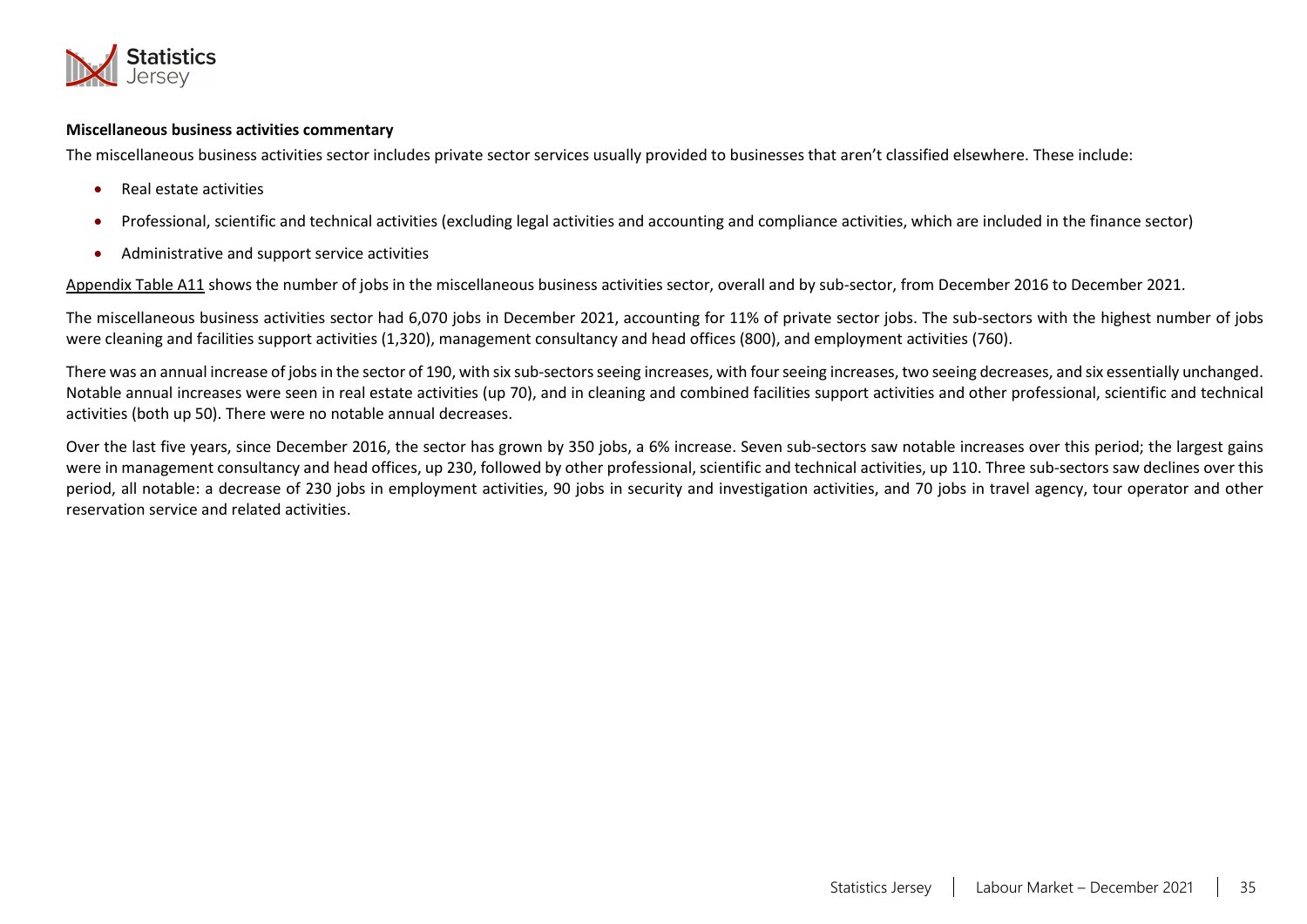**Miscellaneous business activities commentary**

The miscellaneous business activities sector includes private sector services usually provided to businesses that aren't classified elsewhere. These include:

- Real estate activities
- Professional, scientific and technical activities (excluding legal activities and accounting and compliance activities, which are included in the finance sector)
- Administrative and support service activities

Appendix Table A11 shows the number of jobs in the miscellaneous business activities sector, overall and by sub-sector, from December 2016 to December 2021.

The miscellaneous business activities sector had 6,070 jobs in December 2021, accounting for 11% of private sector jobs. The sub-sectors with the highest number of jobs were cleaning and facilities support activities (1,320), management consultancy and head offices (800), and employment activities (760).

There was an annual increase of jobs in the sector of 190, with six sub-sectors seeing increases, with four seeing increases, two seeing decreases, and six essentially unchanged. Notable annual increases were seen in real estate activities (up 70), and in cleaning and combined facilities support activities and other professional, scientific and technical activities (both up 50). There were no notable annual decreases.

Over the last five years, since December 2016, the sector has grown by 350 jobs, a 6% increase. Seven sub-sectors saw notable increases over this period; the largest gains were in management consultancy and head offices, up 230, followed by other professional, scientific and technical activities, up 110. Three sub-sectors saw declines over this period, all notable: a decrease of 230 jobs in employment activities, 90 jobs in security and investigation activities, and 70 jobs in travel agency, tour operator and other reservation service and related activities.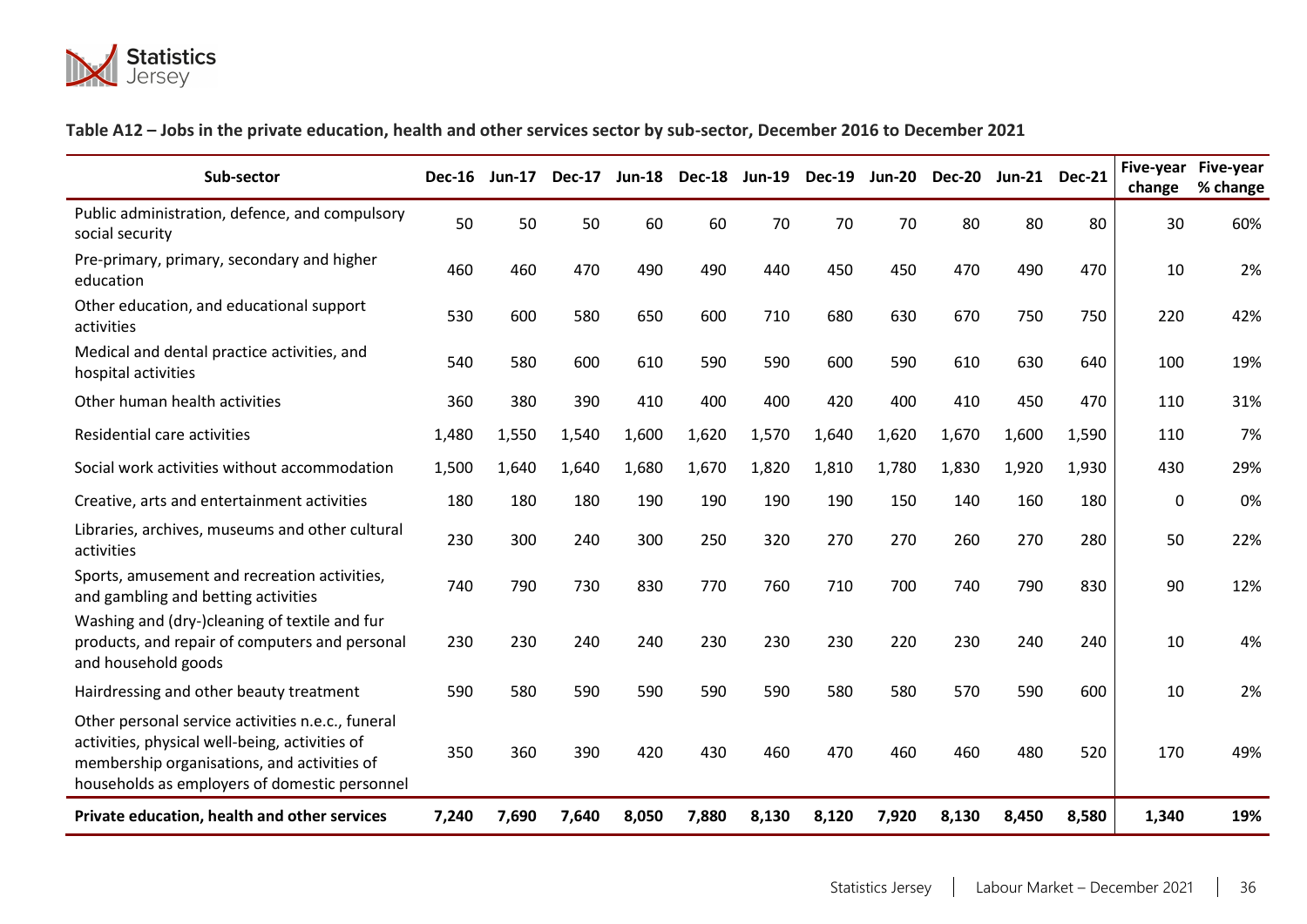**Table A12 – Jobs in the private education, health and other services sector by sub-sector, December 2016 to December 2021**

| Sub-sector | Dec-16 | Jun-17 | Dec-17 | Jun-18 | Dec-18 | Jun-19 | Dec-19 | Jun-20 | Dec-20 | Jun-21 | Dec-21 | Five-year change | Five-year % change |
|---|---|---|---|---|---|---|---|---|---|---|---|---|---|
| Public administration, defence, and compulsory social security | 50 | 50 | 50 | 60 | 60 | 70 | 70 | 70 | 80 | 80 | 80 | 30 | 60% |
| Pre-primary, primary, secondary and higher education | 460 | 460 | 470 | 490 | 490 | 440 | 450 | 450 | 470 | 490 | 470 | 10 | 2% |
| Other education, and educational support activities | 530 | 600 | 580 | 650 | 600 | 710 | 680 | 630 | 670 | 750 | 750 | 220 | 42% |
| Medical and dental practice activities, and hospital activities | 540 | 580 | 600 | 610 | 590 | 590 | 600 | 590 | 610 | 630 | 640 | 100 | 19% |
| Other human health activities | 360 | 380 | 390 | 410 | 400 | 400 | 420 | 400 | 410 | 450 | 470 | 110 | 31% |
| Residential care activities | 1,480 | 1,550 | 1,540 | 1,600 | 1,620 | 1,570 | 1,640 | 1,620 | 1,670 | 1,600 | 1,590 | 110 | 7% |
| Social work activities without accommodation | 1,500 | 1,640 | 1,640 | 1,680 | 1,670 | 1,820 | 1,810 | 1,780 | 1,830 | 1,920 | 1,930 | 430 | 29% |
| Creative, arts and entertainment activities | 180 | 180 | 180 | 190 | 190 | 190 | 190 | 150 | 140 | 160 | 180 | 0 | 0% |
| Libraries, archives, museums and other cultural activities | 230 | 300 | 240 | 300 | 250 | 320 | 270 | 270 | 260 | 270 | 280 | 50 | 22% |
| Sports, amusement and recreation activities, and gambling and betting activities | 740 | 790 | 730 | 830 | 770 | 760 | 710 | 700 | 740 | 790 | 830 | 90 | 12% |
| Washing and (dry-)cleaning of textile and fur products, and repair of computers and personal and household goods | 230 | 230 | 240 | 240 | 230 | 230 | 230 | 220 | 230 | 240 | 240 | 10 | 4% |
| Hairdressing and other beauty treatment | 590 | 580 | 590 | 590 | 590 | 590 | 580 | 580 | 570 | 590 | 600 | 10 | 2% |
| Other personal service activities n.e.c., funeral activities, physical well-being, activities of membership organisations, and activities of households as employers of domestic personnel | 350 | 360 | 390 | 420 | 430 | 460 | 470 | 460 | 460 | 480 | 520 | 170 | 49% |
| **Private education, health and other services** | **7,240** | **7,690** | **7,640** | **8,050** | **7,880** | **8,130** | **8,120** | **7,920** | **8,130** | **8,450** | **8,580** | **1,340** | **19%** |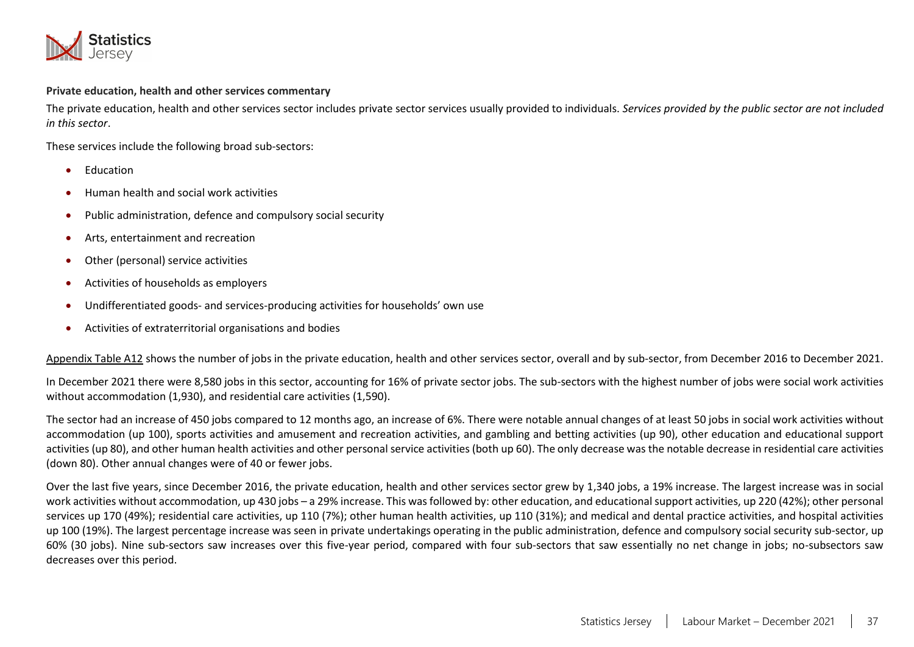**Private education, health and other services commentary**

The private education, health and other services sector includes private sector services usually provided to individuals. *Services provided by the public sector are not included in this sector*.

These services include the following broad sub-sectors:

- Education
- Human health and social work activities
- Public administration, defence and compulsory social security
- Arts, entertainment and recreation
- Other (personal) service activities
- Activities of households as employers
- Undifferentiated goods- and services-producing activities for households' own use
- Activities of extraterritorial organisations and bodies

Appendix Table A12 shows the number of jobs in the private education, health and other services sector, overall and by sub-sector, from December 2016 to December 2021.

In December 2021 there were 8,580 jobs in this sector, accounting for 16% of private sector jobs. The sub-sectors with the highest number of jobs were social work activities without accommodation (1,930), and residential care activities (1,590).

The sector had an increase of 450 jobs compared to 12 months ago, an increase of 6%. There were notable annual changes of at least 50 jobs in social work activities without accommodation (up 100), sports activities and amusement and recreation activities, and gambling and betting activities (up 90), other education and educational support activities (up 80), and other human health activities and other personal service activities (both up 60). The only decrease was the notable decrease in residential care activities (down 80). Other annual changes were of 40 or fewer jobs.

Over the last five years, since December 2016, the private education, health and other services sector grew by 1,340 jobs, a 19% increase. The largest increase was in social work activities without accommodation, up 430 jobs – a 29% increase. This was followed by: other education, and educational support activities, up 220 (42%); other personal services up 170 (49%); residential care activities, up 110 (7%); other human health activities, up 110 (31%); and medical and dental practice activities, and hospital activities up 100 (19%). The largest percentage increase was seen in private undertakings operating in the public administration, defence and compulsory social security sub-sector, up 60% (30 jobs). Nine sub-sectors saw increases over this five-year period, compared with four sub-sectors that saw essentially no net change in jobs; no-subsectors saw decreases over this period.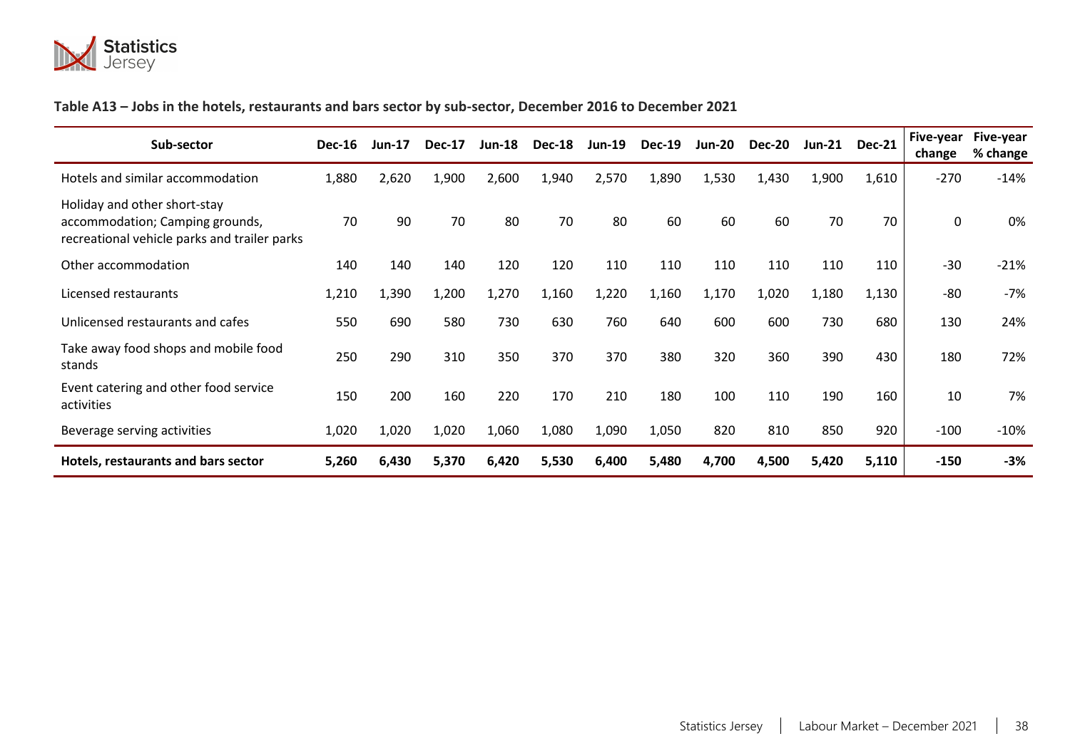**Table A13 – Jobs in the hotels, restaurants and bars sector by sub-sector, December 2016 to December 2021**

| Sub-sector | Dec-16 | Jun-17 | Dec-17 | Jun-18 | Dec-18 | Jun-19 | Dec-19 | Jun-20 | Dec-20 | Jun-21 | Dec-21 | Five-year change | Five-year % change |
|---|---|---|---|---|---|---|---|---|---|---|---|---|---|
| Hotels and similar accommodation | 1,880 | 2,620 | 1,900 | 2,600 | 1,940 | 2,570 | 1,890 | 1,530 | 1,430 | 1,900 | 1,610 | -270 | -14% |
| Holiday and other short-stay accommodation; Camping grounds, recreational vehicle parks and trailer parks | 70 | 90 | 70 | 80 | 70 | 80 | 60 | 60 | 60 | 70 | 70 | 0 | 0% |
| Other accommodation | 140 | 140 | 140 | 120 | 120 | 110 | 110 | 110 | 110 | 110 | 110 | -30 | -21% |
| Licensed restaurants | 1,210 | 1,390 | 1,200 | 1,270 | 1,160 | 1,220 | 1,160 | 1,170 | 1,020 | 1,180 | 1,130 | -80 | -7% |
| Unlicensed restaurants and cafes | 550 | 690 | 580 | 730 | 630 | 760 | 640 | 600 | 600 | 730 | 680 | 130 | 24% |
| Take away food shops and mobile food stands | 250 | 290 | 310 | 350 | 370 | 370 | 380 | 320 | 360 | 390 | 430 | 180 | 72% |
| Event catering and other food service activities | 150 | 200 | 160 | 220 | 170 | 210 | 180 | 100 | 110 | 190 | 160 | 10 | 7% |
| Beverage serving activities | 1,020 | 1,020 | 1,020 | 1,060 | 1,080 | 1,090 | 1,050 | 820 | 810 | 850 | 920 | -100 | -10% |
| **Hotels, restaurants and bars sector** | **5,260** | **6,430** | **5,370** | **6,420** | **5,530** | **6,400** | **5,480** | **4,700** | **4,500** | **5,420** | **5,110** | **-150** | **-3%** |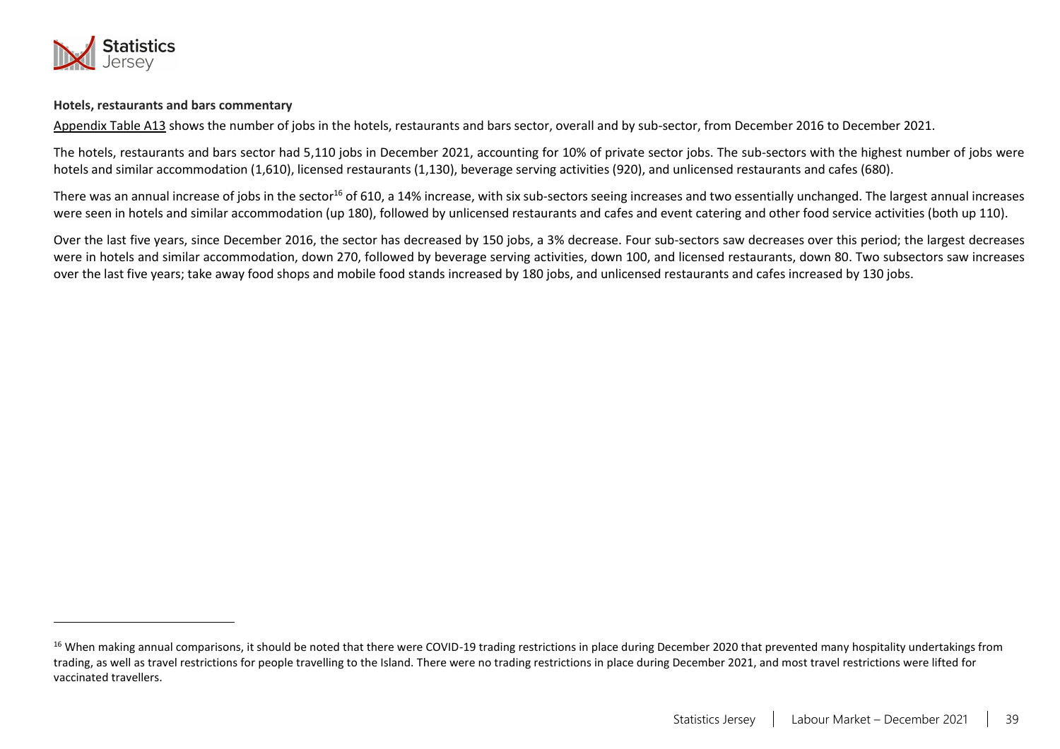**Hotels, restaurants and bars commentary**

Appendix Table A13 shows the number of jobs in the hotels, restaurants and bars sector, overall and by sub-sector, from December 2016 to December 2021.

The hotels, restaurants and bars sector had 5,110 jobs in December 2021, accounting for 10% of private sector jobs. The sub-sectors with the highest number of jobs were hotels and similar accommodation (1,610), licensed restaurants (1,130), beverage serving activities (920), and unlicensed restaurants and cafes (680).

There was an annual increase of jobs in the sector[16] of 610, a 14% increase, with six sub-sectors seeing increases and two essentially unchanged. The largest annual increases were seen in hotels and similar accommodation (up 180), followed by unlicensed restaurants and cafes and event catering and other food service activities (both up 110).

Over the last five years, since December 2016, the sector has decreased by 150 jobs, a 3% decrease. Four sub-sectors saw decreases over this period; the largest decreases were in hotels and similar accommodation, down 270, followed by beverage serving activities, down 100, and licensed restaurants, down 80. Two subsectors saw increases over the last five years; take away food shops and mobile food stands increased by 180 jobs, and unlicensed restaurants and cafes increased by 130 jobs.

[16] When making annual comparisons, it should be noted that there were COVID-19 trading restrictions in place during December 2020 that prevented many hospitality undertakings from trading, as well as travel restrictions for people travelling to the Island. There were no trading restrictions in place during December 2021, and most travel restrictions were lifted for vaccinated travellers.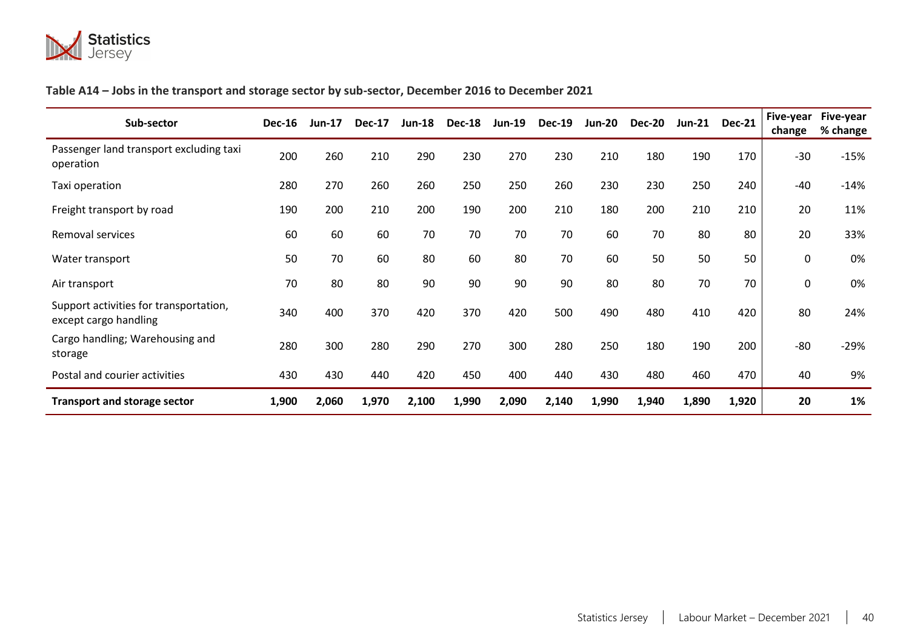**Table A14 – Jobs in the transport and storage sector by sub-sector, December 2016 to December 2021**

| Sub-sector | Dec-16 | Jun-17 | Dec-17 | Jun-18 | Dec-18 | Jun-19 | Dec-19 | Jun-20 | Dec-20 | Jun-21 | Dec-21 | Five-year change | Five-year % change |
|---|---|---|---|---|---|---|---|---|---|---|---|---|---|
| Passenger land transport excluding taxi operation | 200 | 260 | 210 | 290 | 230 | 270 | 230 | 210 | 180 | 190 | 170 | -30 | -15% |
| Taxi operation | 280 | 270 | 260 | 260 | 250 | 250 | 260 | 230 | 230 | 250 | 240 | -40 | -14% |
| Freight transport by road | 190 | 200 | 210 | 200 | 190 | 200 | 210 | 180 | 200 | 210 | 210 | 20 | 11% |
| Removal services | 60 | 60 | 60 | 70 | 70 | 70 | 70 | 60 | 70 | 80 | 80 | 20 | 33% |
| Water transport | 50 | 70 | 60 | 80 | 60 | 80 | 70 | 60 | 50 | 50 | 50 | 0 | 0% |
| Air transport | 70 | 80 | 80 | 90 | 90 | 90 | 90 | 80 | 80 | 70 | 70 | 0 | 0% |
| Support activities for transportation, except cargo handling | 340 | 400 | 370 | 420 | 370 | 420 | 500 | 490 | 480 | 410 | 420 | 80 | 24% |
| Cargo handling; Warehousing and storage | 280 | 300 | 280 | 290 | 270 | 300 | 280 | 250 | 180 | 190 | 200 | -80 | -29% |
| Postal and courier activities | 430 | 430 | 440 | 420 | 450 | 400 | 440 | 430 | 480 | 460 | 470 | 40 | 9% |
| **Transport and storage sector** | **1,900** | **2,060** | **1,970** | **2,100** | **1,990** | **2,090** | **2,140** | **1,990** | **1,940** | **1,890** | **1,920** | **20** | **1%** |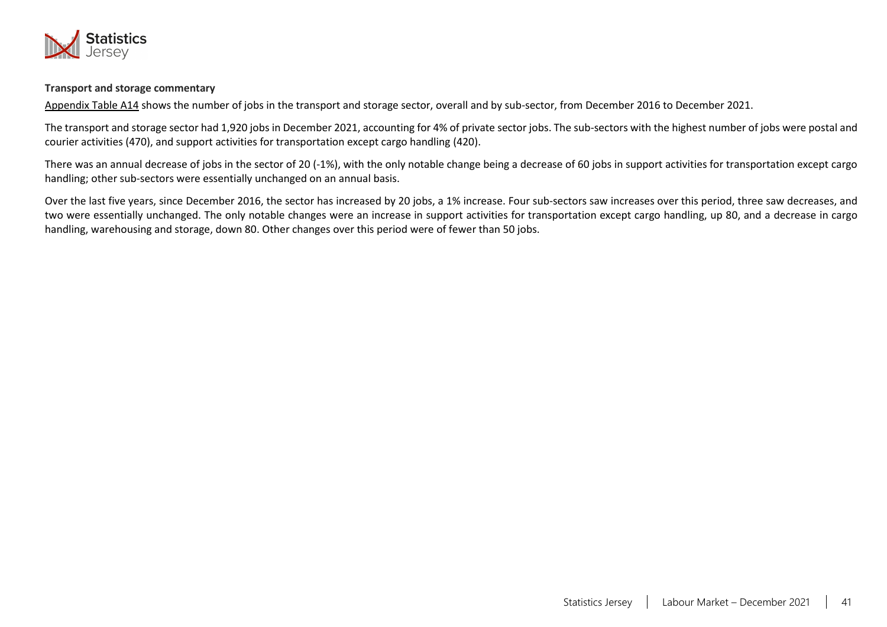**Transport and storage commentary**

Appendix Table A14 shows the number of jobs in the transport and storage sector, overall and by sub-sector, from December 2016 to December 2021.

The transport and storage sector had 1,920 jobs in December 2021, accounting for 4% of private sector jobs. The sub-sectors with the highest number of jobs were postal and courier activities (470), and support activities for transportation except cargo handling (420).

There was an annual decrease of jobs in the sector of 20 (-1%), with the only notable change being a decrease of 60 jobs in support activities for transportation except cargo handling; other sub-sectors were essentially unchanged on an annual basis.

Over the last five years, since December 2016, the sector has increased by 20 jobs, a 1% increase. Four sub-sectors saw increases over this period, three saw decreases, and two were essentially unchanged. The only notable changes were an increase in support activities for transportation except cargo handling, up 80, and a decrease in cargo handling, warehousing and storage, down 80. Other changes over this period were of fewer than 50 jobs.